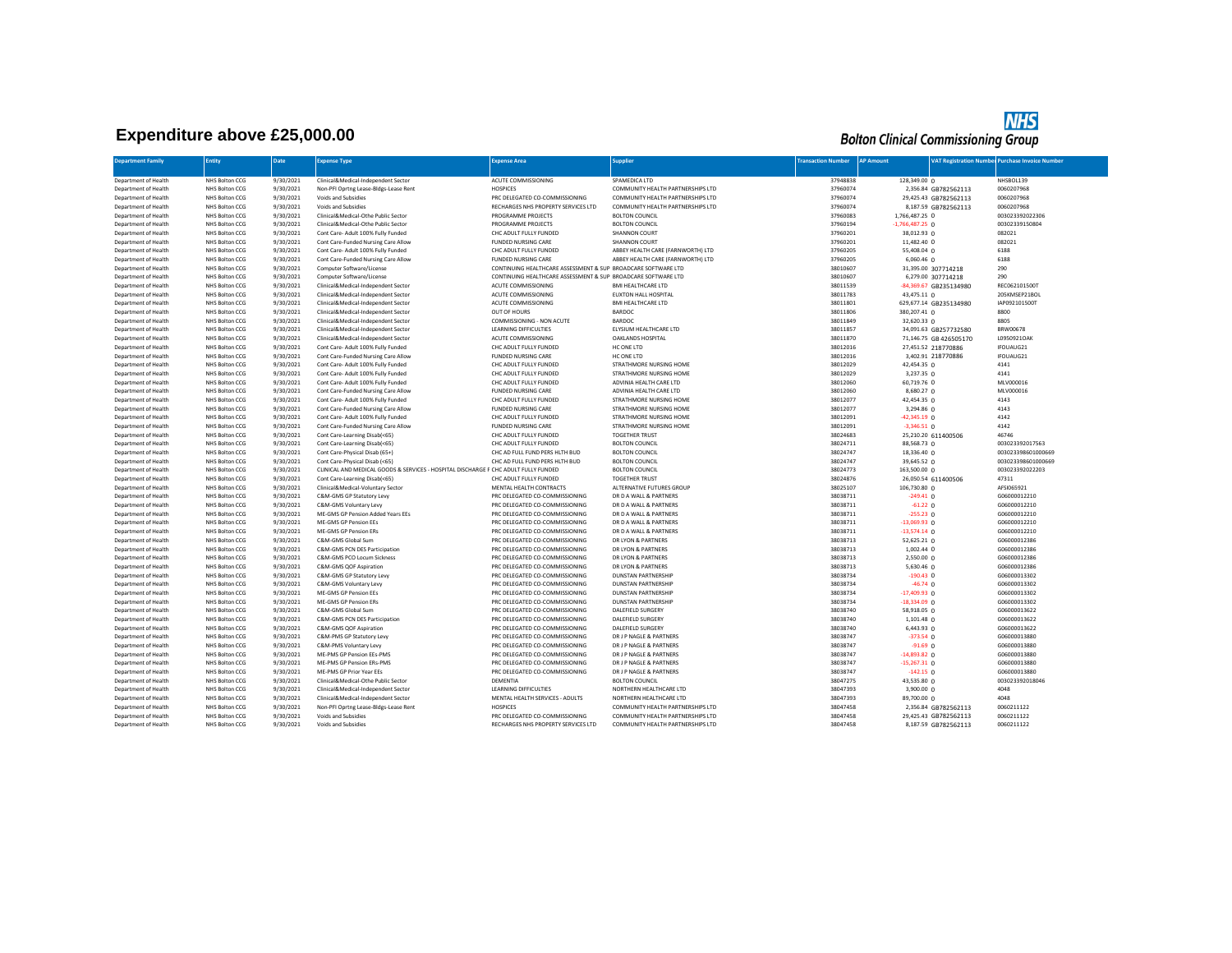# Expenditure above £25,000.00

**Bolton Clinical Commissioning Group**

| Department Family | Entity | Date | Expense Type | Expense Area | Supplier | Transaction Number | AP Amount | VAT Registration Number | Purchase Invoice Number |
|---|---|---|---|---|---|---|---|---|---|
| Department of Health | NHS Bolton CCG | 9/30/2021 | Clinical&Medical-Independent Sector | ACUTE COMMISSIONING | SPAMEDICA LTD | 37948838 | 128,349.00 | 0 | NHSBOL139 |
| Department of Health | NHS Bolton CCG | 9/30/2021 | Non-PFI Oprtng Lease-Bldgs-Lease Rent | HOSPICES | COMMUNITY HEALTH PARTNERSHIPS LTD | 37960074 | 2,356.84 | GB782562113 | 0060207968 |
| Department of Health | NHS Bolton CCG | 9/30/2021 | Voids and Subsidies | PRC DELEGATED CO-COMMISSIONING | COMMUNITY HEALTH PARTNERSHIPS LTD | 37960074 | 29,425.43 | GB782562113 | 0060207968 |
| Department of Health | NHS Bolton CCG | 9/30/2021 | Voids and Subsidies | RECHARGES NHS PROPERTY SERVICES LTD | COMMUNITY HEALTH PARTNERSHIPS LTD | 37960074 | 8,187.59 | GB782562113 | 0060207968 |
| Department of Health | NHS Bolton CCG | 9/30/2021 | Clinical&Medical-Othe Public Sector | PROGRAMME PROJECTS | BOLTON COUNCIL | 37960083 | 1,766,487.25 | 0 | 003023392022306 |
| Department of Health | NHS Bolton CCG | 9/30/2021 | Clinical&Medical-Othe Public Sector | PROGRAMME PROJECTS | BOLTON COUNCIL | 37960194 | -1,766,487.25 | 0 | 00302339150804 |
| Department of Health | NHS Bolton CCG | 9/30/2021 | Cont Care- Adult 100% Fully Funded | CHC ADULT FULLY FUNDED | SHANNON COURT | 37960201 | 38,012.93 | 0 | 082021 |
| Department of Health | NHS Bolton CCG | 9/30/2021 | Cont Care-Funded Nursing Care Allow | FUNDED NURSING CARE | SHANNON COURT | 37960201 | 11,482.40 | 0 | 082021 |
| Department of Health | NHS Bolton CCG | 9/30/2021 | Cont Care- Adult 100% Fully Funded | CHC ADULT FULLY FUNDED | ABBEY HEALTH CARE (FARNWORTH) LTD | 37960205 | 55,408.04 | 0 | 6188 |
| Department of Health | NHS Bolton CCG | 9/30/2021 | Cont Care-Funded Nursing Care Allow | FUNDED NURSING CARE | ABBEY HEALTH CARE (FARNWORTH) LTD | 37960205 | 6,060.46 | 0 | 6188 |
| Department of Health | NHS Bolton CCG | 9/30/2021 | Computer Software/License | CONTINUING HEALTHCARE ASSESSMENT & SUP | BROADCARE SOFTWARE LTD | 38010607 | 31,395.00 | 307714218 | 290 |
| Department of Health | NHS Bolton CCG | 9/30/2021 | Computer Software/License | CONTINUING HEALTHCARE ASSESSMENT & SUP | BROADCARE SOFTWARE LTD | 38010607 | 6,279.00 | 307714218 | 290 |
| Department of Health | NHS Bolton CCG | 9/30/2021 | Clinical&Medical-Independent Sector | ACUTE COMMISSIONING | BMI HEALTHCARE LTD | 38011539 | -84,369.67 | GB235134980 | REC062101500T |
| Department of Health | NHS Bolton CCG | 9/30/2021 | Clinical&Medical-Independent Sector | ACUTE COMMISSIONING | EUXTON HALL HOSPITAL | 38011783 | 43,475.11 | 0 | 20SKMSEP21BOL |
| Department of Health | NHS Bolton CCG | 9/30/2021 | Clinical&Medical-Independent Sector | ACUTE COMMISSIONING | BMI HEALTHCARE LTD | 38011801 | 629,677.14 | GB235134980 | IAP092101500T |
| Department of Health | NHS Bolton CCG | 9/30/2021 | Clinical&Medical-Independent Sector | OUT OF HOURS | BARDOC | 38011806 | 380,207.41 | 0 | 8800 |
| Department of Health | NHS Bolton CCG | 9/30/2021 | Clinical&Medical-Independent Sector | COMMISSIONING - NON ACUTE | BARDOC | 38011849 | 32,620.33 | 0 | 8805 |
| Department of Health | NHS Bolton CCG | 9/30/2021 | Clinical&Medical-Independent Sector | LEARNING DIFFICULTIES | ELYSIUM HEALTHCARE LTD | 38011857 | 34,091.63 | GB257732580 | BRW00678 |
| Department of Health | NHS Bolton CCG | 9/30/2021 | Clinical&Medical-Independent Sector | ACUTE COMMISSIONING | OAKLANDS HOSPITAL | 38011870 | 71,146.75 | GB 426505170 | L0950921OAK |
| Department of Health | NHS Bolton CCG | 9/30/2021 | Cont Care- Adult 100% Fully Funded | CHC ADULT FULLY FUNDED | HC ONE LTD | 38012016 | 27,451.52 | 218770886 | IFOUAUG21 |
| Department of Health | NHS Bolton CCG | 9/30/2021 | Cont Care-Funded Nursing Care Allow | FUNDED NURSING CARE | HC ONE LTD | 38012016 | 3,402.91 | 218770886 | IFOUAUG21 |
| Department of Health | NHS Bolton CCG | 9/30/2021 | Cont Care- Adult 100% Fully Funded | CHC ADULT FULLY FUNDED | STRATHMORE NURSING HOME | 38012029 | 42,454.35 | 0 | 4141 |
| Department of Health | NHS Bolton CCG | 9/30/2021 | Cont Care- Adult 100% Fully Funded | CHC ADULT FULLY FUNDED | STRATHMORE NURSING HOME | 38012029 | 3,237.35 | 0 | 4141 |
| Department of Health | NHS Bolton CCG | 9/30/2021 | Cont Care- Adult 100% Fully Funded | CHC ADULT FULLY FUNDED | ADVINIA HEALTH CARE LTD | 38012060 | 60,719.76 | 0 | MLV000016 |
| Department of Health | NHS Bolton CCG | 9/30/2021 | Cont Care-Funded Nursing Care Allow | FUNDED NURSING CARE | ADVINIA HEALTH CARE LTD | 38012060 | 8,680.27 | 0 | MLV000016 |
| Department of Health | NHS Bolton CCG | 9/30/2021 | Cont Care- Adult 100% Fully Funded | CHC ADULT FULLY FUNDED | STRATHMORE NURSING HOME | 38012077 | 42,454.35 | 0 | 4143 |
| Department of Health | NHS Bolton CCG | 9/30/2021 | Cont Care-Funded Nursing Care Allow | FUNDED NURSING CARE | STRATHMORE NURSING HOME | 38012077 | 3,294.86 | 0 | 4143 |
| Department of Health | NHS Bolton CCG | 9/30/2021 | Cont Care- Adult 100% Fully Funded | CHC ADULT FULLY FUNDED | STRATHMORE NURSING HOME | 38012091 | -42,345.19 | 0 | 4142 |
| Department of Health | NHS Bolton CCG | 9/30/2021 | Cont Care-Funded Nursing Care Allow | FUNDED NURSING CARE | STRATHMORE NURSING HOME | 38012091 | -3,346.51 | 0 | 4142 |
| Department of Health | NHS Bolton CCG | 9/30/2021 | Cont Care-Learning Disab(<65) | CHC ADULT FULLY FUNDED | TOGETHER TRUST | 38024683 | 25,210.20 | 611400506 | 46746 |
| Department of Health | NHS Bolton CCG | 9/30/2021 | Cont Care-Learning Disab(<65) | CHC ADULT FULLY FUNDED | BOLTON COUNCIL | 38024711 | 88,568.73 | 0 | 003023392017563 |
| Department of Health | NHS Bolton CCG | 9/30/2021 | Cont Care-Physical Disab (65+) | CHC AD FULL FUND PERS HLTH BUD | BOLTON COUNCIL | 38024747 | 18,336.40 | 0 | 0030233986010006​69 |
| Department of Health | NHS Bolton CCG | 9/30/2021 | Cont Care-Physical Disab (<65) | CHC AD FULL FUND PERS HLTH BUD | BOLTON COUNCIL | 38024747 | 39,645.52 | 0 | 003023398601000669 |
| Department of Health | NHS Bolton CCG | 9/30/2021 | CLINICAL AND MEDICAL GOODS & SERVICES - HOSPITAL DISCHARGE F | CHC ADULT FULLY FUNDED | BOLTON COUNCIL | 38024773 | 163,500.00 | 0 | 003023392022203 |
| Department of Health | NHS Bolton CCG | 9/30/2021 | Cont Care-Learning Disab(<65) | CHC ADULT FULLY FUNDED | TOGETHER TRUST | 38024876 | 26,050.54 | 611400506 | 47311 |
| Department of Health | NHS Bolton CCG | 9/30/2021 | Clinical&Medical-Voluntary Sector | MENTAL HEALTH CONTRACTS | ALTERNATIVE FUTURES GROUP | 38025107 | 106,730.80 | 0 | AFSI065921 |
| Department of Health | NHS Bolton CCG | 9/30/2021 | C&M-GMS GP Statutory Levy | PRC DELEGATED CO-COMMISSIONING | DR D A WALL & PARTNERS | 38038711 | -249.41 | 0 | G06000012210 |
| Department of Health | NHS Bolton CCG | 9/30/2021 | C&M-GMS Voluntary Levy | PRC DELEGATED CO-COMMISSIONING | DR D A WALL & PARTNERS | 38038711 | -61.22 | 0 | G06000012210 |
| Department of Health | NHS Bolton CCG | 9/30/2021 | ME-GMS GP Pension Added Years EEs | PRC DELEGATED CO-COMMISSIONING | DR D A WALL & PARTNERS | 38038711 | -255.23 | 0 | G06000012210 |
| Department of Health | NHS Bolton CCG | 9/30/2021 | ME-GMS GP Pension EEs | PRC DELEGATED CO-COMMISSIONING | DR D A WALL & PARTNERS | 38038711 | -13,069.93 | 0 | G06000012210 |
| Department of Health | NHS Bolton CCG | 9/30/2021 | ME-GMS GP Pension ERs | PRC DELEGATED CO-COMMISSIONING | DR D A WALL & PARTNERS | 38038711 | -13,574.14 | 0 | G06000012210 |
| Department of Health | NHS Bolton CCG | 9/30/2021 | C&M-GMS Global Sum | PRC DELEGATED CO-COMMISSIONING | DR LYON & PARTNERS | 38038713 | 52,625.21 | 0 | G06000012386 |
| Department of Health | NHS Bolton CCG | 9/30/2021 | C&M-GMS PCN DES Participation | PRC DELEGATED CO-COMMISSIONING | DR LYON & PARTNERS | 38038713 | 1,002.44 | 0 | G06000012386 |
| Department of Health | NHS Bolton CCG | 9/30/2021 | C&M-GMS PCO Locum Sickness | PRC DELEGATED CO-COMMISSIONING | DR LYON & PARTNERS | 38038713 | 2,550.00 | 0 | G06000012386 |
| Department of Health | NHS Bolton CCG | 9/30/2021 | C&M-GMS QOF Aspiration | PRC DELEGATED CO-COMMISSIONING | DR LYON & PARTNERS | 38038713 | 5,630.46 | 0 | G06000012386 |
| Department of Health | NHS Bolton CCG | 9/30/2021 | C&M-GMS GP Statutory Levy | PRC DELEGATED CO-COMMISSIONING | DUNSTAN PARTNERSHIP | 38038734 | -190.43 | 0 | G06000013302 |
| Department of Health | NHS Bolton CCG | 9/30/2021 | C&M-GMS Voluntary Levy | PRC DELEGATED CO-COMMISSIONING | DUNSTAN PARTNERSHIP | 38038734 | -46.74 | 0 | G06000013302 |
| Department of Health | NHS Bolton CCG | 9/30/2021 | ME-GMS GP Pension EEs | PRC DELEGATED CO-COMMISSIONING | DUNSTAN PARTNERSHIP | 38038734 | -17,409.93 | 0 | G06000013302 |
| Department of Health | NHS Bolton CCG | 9/30/2021 | ME-GMS GP Pension ERs | PRC DELEGATED CO-COMMISSIONING | DUNSTAN PARTNERSHIP | 38038734 | -18,334.09 | 0 | G06000013302 |
| Department of Health | NHS Bolton CCG | 9/30/2021 | C&M-GMS Global Sum | PRC DELEGATED CO-COMMISSIONING | DALEFIELD SURGERY | 38038740 | 58,918.05 | 0 | G06000013622 |
| Department of Health | NHS Bolton CCG | 9/30/2021 | C&M-GMS PCN DES Participation | PRC DELEGATED CO-COMMISSIONING | DALEFIELD SURGERY | 38038740 | 1,101.48 | 0 | G06000013622 |
| Department of Health | NHS Bolton CCG | 9/30/2021 | C&M-GMS QOF Aspiration | PRC DELEGATED CO-COMMISSIONING | DALEFIELD SURGERY | 38038740 | 6,443.93 | 0 | G06000013622 |
| Department of Health | NHS Bolton CCG | 9/30/2021 | C&M-PMS GP Statutory Levy | PRC DELEGATED CO-COMMISSIONING | DR J P NAGLE & PARTNERS | 38038747 | -373.54 | 0 | G06000013880 |
| Department of Health | NHS Bolton CCG | 9/30/2021 | C&M-PMS Voluntary Levy | PRC DELEGATED CO-COMMISSIONING | DR J P NAGLE & PARTNERS | 38038747 | -91.69 | 0 | G06000013880 |
| Department of Health | NHS Bolton CCG | 9/30/2021 | ME-PMS GP Pension EEs-PMS | PRC DELEGATED CO-COMMISSIONING | DR J P NAGLE & PARTNERS | 38038747 | -14,893.82 | 0 | G06000013880 |
| Department of Health | NHS Bolton CCG | 9/30/2021 | ME-PMS GP Pension ERs-PMS | PRC DELEGATED CO-COMMISSIONING | DR J P NAGLE & PARTNERS | 38038747 | -15,267.31 | 0 | G06000013880 |
| Department of Health | NHS Bolton CCG | 9/30/2021 | ME-PMS GP Prior Year EEs | PRC DELEGATED CO-COMMISSIONING | DR J P NAGLE & PARTNERS | 38038747 | -142.15 | 0 | G06000013880 |
| Department of Health | NHS Bolton CCG | 9/30/2021 | Clinical&Medical-Othe Public Sector | DEMENTIA | BOLTON COUNCIL | 38047275 | 43,535.80 | 0 | 003023392018046 |
| Department of Health | NHS Bolton CCG | 9/30/2021 | Clinical&Medical-Independent Sector | LEARNING DIFFICULTIES | NORTHERN HEALTHCARE LTD | 38047393 | 3,900.00 | 0 | 4048 |
| Department of Health | NHS Bolton CCG | 9/30/2021 | Clinical&Medical-Independent Sector | MENTAL HEALTH SERVICES - ADULTS | NORTHERN HEALTHCARE LTD | 38047393 | 89,700.00 | 0 | 4048 |
| Department of Health | NHS Bolton CCG | 9/30/2021 | Non-PFI Oprtng Lease-Bldgs-Lease Rent | HOSPICES | COMMUNITY HEALTH PARTNERSHIPS LTD | 38047458 | 2,356.84 | GB782562113 | 0060211122 |
| Department of Health | NHS Bolton CCG | 9/30/2021 | Voids and Subsidies | PRC DELEGATED CO-COMMISSIONING | COMMUNITY HEALTH PARTNERSHIPS LTD | 38047458 | 29,425.43 | GB782562113 | 0060211122 |
| Department of Health | NHS Bolton CCG | 9/30/2021 | Voids and Subsidies | RECHARGES NHS PROPERTY SERVICES LTD | COMMUNITY HEALTH PARTNERSHIPS LTD | 38047458 | 8,187.59 | GB782562113 | 0060211122 |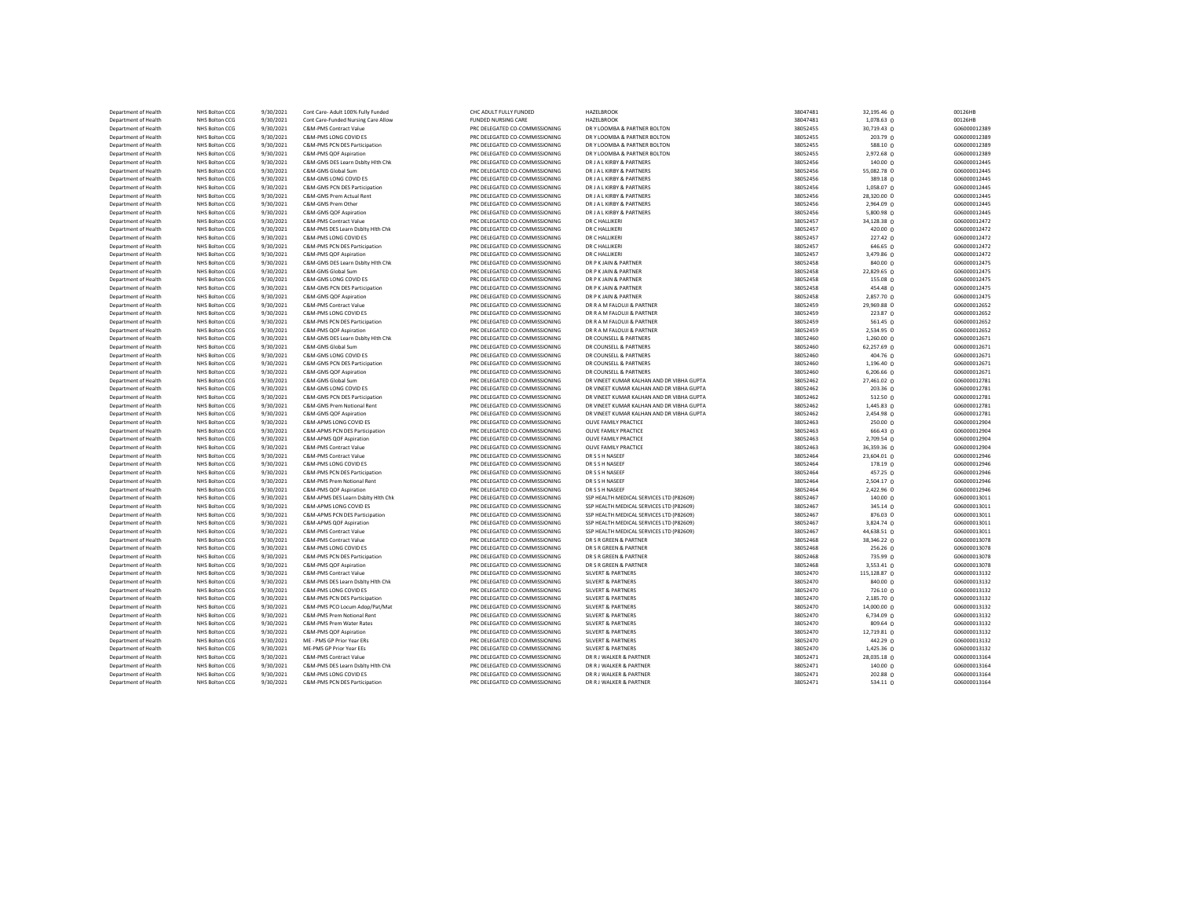| | | | | | | | | |
|---|---|---|---|---|---|---|---|---|
| Department of Health | NHS Bolton CCG | 9/30/2021 | Cont Care- Adult 100% Fully Funded | CHC ADULT FULLY FUNDED | HAZELBROOK | 38047481 | 32,195.46 | 00126HB |
| Department of Health | NHS Bolton CCG | 9/30/2021 | Cont Care-Funded Nursing Care Allow | FUNDED NURSING CARE | HAZELBROOK | 38047481 | 1,078.63 | 00126HB |
| Department of Health | NHS Bolton CCG | 9/30/2021 | C&M-PMS Contract Value | PRC DELEGATED CO-COMMISSIONING | DR Y LOOMBA & PARTNER BOLTON | 38052455 | 30,719.43 | G06000012389 |
| Department of Health | NHS Bolton CCG | 9/30/2021 | C&M-PMS LONG COVID ES | PRC DELEGATED CO-COMMISSIONING | DR Y LOOMBA & PARTNER BOLTON | 38052455 | 203.79 | G06000012389 |
| Department of Health | NHS Bolton CCG | 9/30/2021 | C&M-PMS PCN DES Participation | PRC DELEGATED CO-COMMISSIONING | DR Y LOOMBA & PARTNER BOLTON | 38052455 | 588.10 | G06000012389 |
| Department of Health | NHS Bolton CCG | 9/30/2021 | C&M-PMS QOF Aspiration | PRC DELEGATED CO-COMMISSIONING | DR Y LOOMBA & PARTNER BOLTON | 38052455 | 2,972.68 | G06000012389 |
| Department of Health | NHS Bolton CCG | 9/30/2021 | C&M-GMS DES Learn Dsblty Hlth Chk | PRC DELEGATED CO-COMMISSIONING | DR J A L KIRBY & PARTNERS | 38052456 | 140.00 | G06000012445 |
| Department of Health | NHS Bolton CCG | 9/30/2021 | C&M-GMS Global Sum | PRC DELEGATED CO-COMMISSIONING | DR J A L KIRBY & PARTNERS | 38052456 | 55,082.78 | G06000012445 |
| Department of Health | NHS Bolton CCG | 9/30/2021 | C&M-GMS LONG COVID ES | PRC DELEGATED CO-COMMISSIONING | DR J A L KIRBY & PARTNERS | 38052456 | 389.18 | G06000012445 |
| Department of Health | NHS Bolton CCG | 9/30/2021 | C&M-GMS PCN DES Participation | PRC DELEGATED CO-COMMISSIONING | DR J A L KIRBY & PARTNERS | 38052456 | 1,058.07 | G06000012445 |
| Department of Health | NHS Bolton CCG | 9/30/2021 | C&M-GMS Prem Actual Rent | PRC DELEGATED CO-COMMISSIONING | DR J A L KIRBY & PARTNERS | 38052456 | 28,320.00 | G06000012445 |
| Department of Health | NHS Bolton CCG | 9/30/2021 | C&M-GMS Prem Other | PRC DELEGATED CO-COMMISSIONING | DR J A L KIRBY & PARTNERS | 38052456 | 2,964.09 | G06000012445 |
| Department of Health | NHS Bolton CCG | 9/30/2021 | C&M-GMS QOF Aspiration | PRC DELEGATED CO-COMMISSIONING | DR J A L KIRBY & PARTNERS | 38052456 | 5,800.98 | G06000012445 |
| Department of Health | NHS Bolton CCG | 9/30/2021 | C&M-PMS Contract Value | PRC DELEGATED CO-COMMISSIONING | DR C HALLIKERI | 38052457 | 34,128.38 | G06000012472 |
| Department of Health | NHS Bolton CCG | 9/30/2021 | C&M-PMS DES Learn Dsblty Hlth Chk | PRC DELEGATED CO-COMMISSIONING | DR C HALLIKERI | 38052457 | 420.00 | G06000012472 |
| Department of Health | NHS Bolton CCG | 9/30/2021 | C&M-PMS LONG COVID ES | PRC DELEGATED CO-COMMISSIONING | DR C HALLIKERI | 38052457 | 227.42 | G06000012472 |
| Department of Health | NHS Bolton CCG | 9/30/2021 | C&M-PMS PCN DES Participation | PRC DELEGATED CO-COMMISSIONING | DR C HALLIKERI | 38052457 | 646.65 | G06000012472 |
| Department of Health | NHS Bolton CCG | 9/30/2021 | C&M-PMS QOF Aspiration | PRC DELEGATED CO-COMMISSIONING | DR C HALLIKERI | 38052457 | 3,479.86 | G06000012472 |
| Department of Health | NHS Bolton CCG | 9/30/2021 | C&M-GMS DES Learn Dsblty Hlth Chk | PRC DELEGATED CO-COMMISSIONING | DR P K JAIN & PARTNER | 38052458 | 840.00 | G06000012475 |
| Department of Health | NHS Bolton CCG | 9/30/2021 | C&M-GMS Global Sum | PRC DELEGATED CO-COMMISSIONING | DR P K JAIN & PARTNER | 38052458 | 22,829.65 | G06000012475 |
| Department of Health | NHS Bolton CCG | 9/30/2021 | C&M-GMS LONG COVID ES | PRC DELEGATED CO-COMMISSIONING | DR P K JAIN & PARTNER | 38052458 | 155.08 | G06000012475 |
| Department of Health | NHS Bolton CCG | 9/30/2021 | C&M-GMS PCN DES Participation | PRC DELEGATED CO-COMMISSIONING | DR P K JAIN & PARTNER | 38052458 | 454.48 | G06000012475 |
| Department of Health | NHS Bolton CCG | 9/30/2021 | C&M-GMS QOF Aspiration | PRC DELEGATED CO-COMMISSIONING | DR P K JAIN & PARTNER | 38052458 | 2,857.70 | G06000012475 |
| Department of Health | NHS Bolton CCG | 9/30/2021 | C&M-PMS Contract Value | PRC DELEGATED CO-COMMISSIONING | DR R A M FALOUJI & PARTNER | 38052459 | 29,969.88 | G06000012652 |
| Department of Health | NHS Bolton CCG | 9/30/2021 | C&M-PMS LONG COVID ES | PRC DELEGATED CO-COMMISSIONING | DR R A M FALOUJI & PARTNER | 38052459 | 223.87 | G06000012652 |
| Department of Health | NHS Bolton CCG | 9/30/2021 | C&M-PMS PCN DES Participation | PRC DELEGATED CO-COMMISSIONING | DR R A M FALOUJI & PARTNER | 38052459 | 561.45 | G06000012652 |
| Department of Health | NHS Bolton CCG | 9/30/2021 | C&M-PMS QOF Aspiration | PRC DELEGATED CO-COMMISSIONING | DR R A M FALOUJI & PARTNER | 38052459 | 2,534.95 | G06000012652 |
| Department of Health | NHS Bolton CCG | 9/30/2021 | C&M-GMS DES Learn Dsblty Hlth Chk | PRC DELEGATED CO-COMMISSIONING | DR COUNSELL & PARTNERS | 38052460 | 1,260.00 | G06000012671 |
| Department of Health | NHS Bolton CCG | 9/30/2021 | C&M-GMS Global Sum | PRC DELEGATED CO-COMMISSIONING | DR COUNSELL & PARTNERS | 38052460 | 62,257.69 | G06000012671 |
| Department of Health | NHS Bolton CCG | 9/30/2021 | C&M-GMS LONG COVID ES | PRC DELEGATED CO-COMMISSIONING | DR COUNSELL & PARTNERS | 38052460 | 404.76 | G06000012671 |
| Department of Health | NHS Bolton CCG | 9/30/2021 | C&M-GMS PCN DES Participation | PRC DELEGATED CO-COMMISSIONING | DR COUNSELL & PARTNERS | 38052460 | 1,196.40 | G06000012671 |
| Department of Health | NHS Bolton CCG | 9/30/2021 | C&M-GMS QOF Aspiration | PRC DELEGATED CO-COMMISSIONING | DR COUNSELL & PARTNERS | 38052460 | 6,206.66 | G06000012671 |
| Department of Health | NHS Bolton CCG | 9/30/2021 | C&M-GMS Global Sum | PRC DELEGATED CO-COMMISSIONING | DR VINEET KUMAR KALHAN AND DR VIBHA GUPTA | 38052462 | 27,461.02 | G06000012781 |
| Department of Health | NHS Bolton CCG | 9/30/2021 | C&M-GMS LONG COVID ES | PRC DELEGATED CO-COMMISSIONING | DR VINEET KUMAR KALHAN AND DR VIBHA GUPTA | 38052462 | 203.36 | G06000012781 |
| Department of Health | NHS Bolton CCG | 9/30/2021 | C&M-GMS PCN DES Participation | PRC DELEGATED CO-COMMISSIONING | DR VINEET KUMAR KALHAN AND DR VIBHA GUPTA | 38052462 | 512.50 | G06000012781 |
| Department of Health | NHS Bolton CCG | 9/30/2021 | C&M-GMS Prem Notional Rent | PRC DELEGATED CO-COMMISSIONING | DR VINEET KUMAR KALHAN AND DR VIBHA GUPTA | 38052462 | 1,445.83 | G06000012781 |
| Department of Health | NHS Bolton CCG | 9/30/2021 | C&M-GMS QOF Aspiration | PRC DELEGATED CO-COMMISSIONING | DR VINEET KUMAR KALHAN AND DR VIBHA GUPTA | 38052462 | 2,454.98 | G06000012781 |
| Department of Health | NHS Bolton CCG | 9/30/2021 | C&M-APMS LONG COVID ES | PRC DELEGATED CO-COMMISSIONING | OLIVE FAMILY PRACTICE | 38052463 | 250.00 | G06000012904 |
| Department of Health | NHS Bolton CCG | 9/30/2021 | C&M-APMS PCN DES Participation | PRC DELEGATED CO-COMMISSIONING | OLIVE FAMILY PRACTICE | 38052463 | 666.43 | G06000012904 |
| Department of Health | NHS Bolton CCG | 9/30/2021 | C&M-APMS QOF Aspiration | PRC DELEGATED CO-COMMISSIONING | OLIVE FAMILY PRACTICE | 38052463 | 2,709.54 | G06000012904 |
| Department of Health | NHS Bolton CCG | 9/30/2021 | C&M-PMS Contract Value | PRC DELEGATED CO-COMMISSIONING | OLIVE FAMILY PRACTICE | 38052463 | 36,359.36 | G06000012904 |
| Department of Health | NHS Bolton CCG | 9/30/2021 | C&M-PMS Contract Value | PRC DELEGATED CO-COMMISSIONING | DR S S H NASEEF | 38052464 | 23,604.01 | G06000012946 |
| Department of Health | NHS Bolton CCG | 9/30/2021 | C&M-PMS LONG COVID ES | PRC DELEGATED CO-COMMISSIONING | DR S S H NASEEF | 38052464 | 178.19 | G06000012946 |
| Department of Health | NHS Bolton CCG | 9/30/2021 | C&M-PMS PCN DES Participation | PRC DELEGATED CO-COMMISSIONING | DR S S H NASEEF | 38052464 | 457.25 | G06000012946 |
| Department of Health | NHS Bolton CCG | 9/30/2021 | C&M-PMS Prem Notional Rent | PRC DELEGATED CO-COMMISSIONING | DR S S H NASEEF | 38052464 | 2,504.17 | G06000012946 |
| Department of Health | NHS Bolton CCG | 9/30/2021 | C&M-PMS QOF Aspiration | PRC DELEGATED CO-COMMISSIONING | DR S S H NASEEF | 38052464 | 2,422.96 | G06000012946 |
| Department of Health | NHS Bolton CCG | 9/30/2021 | C&M-APMS DES Learn Dsblty Hlth Chk | PRC DELEGATED CO-COMMISSIONING | SSP HEALTH MEDICAL SERVICES LTD (P82609) | 38052467 | 140.00 | G06000013011 |
| Department of Health | NHS Bolton CCG | 9/30/2021 | C&M-APMS LONG COVID ES | PRC DELEGATED CO-COMMISSIONING | SSP HEALTH MEDICAL SERVICES LTD (P82609) | 38052467 | 345.14 | G06000013011 |
| Department of Health | NHS Bolton CCG | 9/30/2021 | C&M-APMS PCN DES Participation | PRC DELEGATED CO-COMMISSIONING | SSP HEALTH MEDICAL SERVICES LTD (P82609) | 38052467 | 876.03 | G06000013011 |
| Department of Health | NHS Bolton CCG | 9/30/2021 | C&M-APMS QOF Aspiration | PRC DELEGATED CO-COMMISSIONING | SSP HEALTH MEDICAL SERVICES LTD (P82609) | 38052467 | 3,824.74 | G06000013011 |
| Department of Health | NHS Bolton CCG | 9/30/2021 | C&M-PMS Contract Value | PRC DELEGATED CO-COMMISSIONING | SSP HEALTH MEDICAL SERVICES LTD (P82609) | 38052467 | 44,638.51 | G06000013011 |
| Department of Health | NHS Bolton CCG | 9/30/2021 | C&M-PMS Contract Value | PRC DELEGATED CO-COMMISSIONING | DR S R GREEN & PARTNER | 38052468 | 38,346.22 | G06000013078 |
| Department of Health | NHS Bolton CCG | 9/30/2021 | C&M-PMS LONG COVID ES | PRC DELEGATED CO-COMMISSIONING | DR S R GREEN & PARTNER | 38052468 | 256.26 | G06000013078 |
| Department of Health | NHS Bolton CCG | 9/30/2021 | C&M-PMS PCN DES Participation | PRC DELEGATED CO-COMMISSIONING | DR S R GREEN & PARTNER | 38052468 | 735.99 | G06000013078 |
| Department of Health | NHS Bolton CCG | 9/30/2021 | C&M-PMS QOF Aspiration | PRC DELEGATED CO-COMMISSIONING | DR S R GREEN & PARTNER | 38052468 | 3,553.41 | G06000013078 |
| Department of Health | NHS Bolton CCG | 9/30/2021 | C&M-PMS Contract Value | PRC DELEGATED CO-COMMISSIONING | SILVERT & PARTNERS | 38052470 | 115,128.87 | G06000013132 |
| Department of Health | NHS Bolton CCG | 9/30/2021 | C&M-PMS DES Learn Dsblty Hlth Chk | PRC DELEGATED CO-COMMISSIONING | SILVERT & PARTNERS | 38052470 | 840.00 | G06000013132 |
| Department of Health | NHS Bolton CCG | 9/30/2021 | C&M-PMS LONG COVID ES | PRC DELEGATED CO-COMMISSIONING | SILVERT & PARTNERS | 38052470 | 726.10 | G06000013132 |
| Department of Health | NHS Bolton CCG | 9/30/2021 | C&M-PMS PCN DES Participation | PRC DELEGATED CO-COMMISSIONING | SILVERT & PARTNERS | 38052470 | 2,185.70 | G06000013132 |
| Department of Health | NHS Bolton CCG | 9/30/2021 | C&M-PMS PCO Locum Adop/Pat/Mat | PRC DELEGATED CO-COMMISSIONING | SILVERT & PARTNERS | 38052470 | 14,000.00 | G06000013132 |
| Department of Health | NHS Bolton CCG | 9/30/2021 | C&M-PMS Prem Notional Rent | PRC DELEGATED CO-COMMISSIONING | SILVERT & PARTNERS | 38052470 | 6,734.09 | G06000013132 |
| Department of Health | NHS Bolton CCG | 9/30/2021 | C&M-PMS Prem Water Rates | PRC DELEGATED CO-COMMISSIONING | SILVERT & PARTNERS | 38052470 | 809.64 | G06000013132 |
| Department of Health | NHS Bolton CCG | 9/30/2021 | C&M-PMS QOF Aspiration | PRC DELEGATED CO-COMMISSIONING | SILVERT & PARTNERS | 38052470 | 12,719.81 | G06000013132 |
| Department of Health | NHS Bolton CCG | 9/30/2021 | ME - PMS GP Prior Year ERs | PRC DELEGATED CO-COMMISSIONING | SILVERT & PARTNERS | 38052470 | 442.29 | G06000013132 |
| Department of Health | NHS Bolton CCG | 9/30/2021 | ME-PMS GP Prior Year EEs | PRC DELEGATED CO-COMMISSIONING | SILVERT & PARTNERS | 38052470 | 1,425.36 | G06000013132 |
| Department of Health | NHS Bolton CCG | 9/30/2021 | C&M-PMS Contract Value | PRC DELEGATED CO-COMMISSIONING | DR R J WALKER & PARTNER | 38052471 | 28,035.18 | G06000013164 |
| Department of Health | NHS Bolton CCG | 9/30/2021 | C&M-PMS DES Learn Dsblty Hlth Chk | PRC DELEGATED CO-COMMISSIONING | DR R J WALKER & PARTNER | 38052471 | 140.00 | G06000013164 |
| Department of Health | NHS Bolton CCG | 9/30/2021 | C&M-PMS LONG COVID ES | PRC DELEGATED CO-COMMISSIONING | DR R J WALKER & PARTNER | 38052471 | 202.88 | G06000013164 |
| Department of Health | NHS Bolton CCG | 9/30/2021 | C&M-PMS PCN DES Participation | PRC DELEGATED CO-COMMISSIONING | DR R J WALKER & PARTNER | 38052471 | 534.11 | G06000013164 |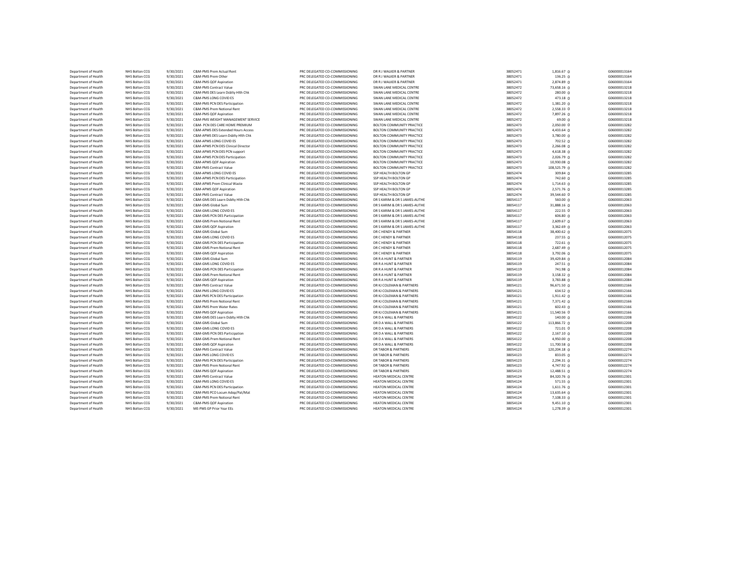| | | | | | | | | | |
|---|---|---|---|---|---|---|---|---|---|
| Department of Health | NHS Bolton CCG | 9/30/2021 | C&M-PMS Prem Actual Rent | PRC DELEGATED CO-COMMISSIONING | DR R J WALKER & PARTNER | 38052471 | 1,816.67 | 0 | G06000013164 |
| Department of Health | NHS Bolton CCG | 9/30/2021 | C&M-PMS Prem Other | PRC DELEGATED CO-COMMISSIONING | DR R J WALKER & PARTNER | 38052471 | 136.25 | 0 | G06000013164 |
| Department of Health | NHS Bolton CCG | 9/30/2021 | C&M-PMS QOF Aspiration | PRC DELEGATED CO-COMMISSIONING | DR R J WALKER & PARTNER | 38052471 | 2,874.89 | 0 | G06000013164 |
| Department of Health | NHS Bolton CCG | 9/30/2021 | C&M-PMS Contract Value | PRC DELEGATED CO-COMMISSIONING | SWAN LANE MEDICAL CENTRE | 38052472 | 73,658.16 | 0 | G06000013218 |
| Department of Health | NHS Bolton CCG | 9/30/2021 | C&M-PMS DES Learn Dsblty Hlth Chk | PRC DELEGATED CO-COMMISSIONING | SWAN LANE MEDICAL CENTRE | 38052472 | 280.00 | 0 | G06000013218 |
| Department of Health | NHS Bolton CCG | 9/30/2021 | C&M-PMS LONG COVID ES | PRC DELEGATED CO-COMMISSIONING | SWAN LANE MEDICAL CENTRE | 38052472 | 473.18 | 0 | G06000013218 |
| Department of Health | NHS Bolton CCG | 9/30/2021 | C&M-PMS PCN DES Participation | PRC DELEGATED CO-COMMISSIONING | SWAN LANE MEDICAL CENTRE | 38052472 | 1,381.20 | 0 | G06000013218 |
| Department of Health | NHS Bolton CCG | 9/30/2021 | C&M-PMS Prem Notional Rent | PRC DELEGATED CO-COMMISSIONING | SWAN LANE MEDICAL CENTRE | 38052472 | 2,558.33 | 0 | G06000013218 |
| Department of Health | NHS Bolton CCG | 9/30/2021 | C&M-PMS QOF Aspiration | PRC DELEGATED CO-COMMISSIONING | SWAN LANE MEDICAL CENTRE | 38052472 | 7,897.26 | 0 | G06000013218 |
| Department of Health | NHS Bolton CCG | 9/30/2021 | C&M-PMS WEIGHT MANAGEMENT SERVICE | PRC DELEGATED CO-COMMISSIONING | SWAN LANE MEDICAL CENTRE | 38052472 | 69.00 | 0 | G06000013218 |
| Department of Health | NHS Bolton CCG | 9/30/2021 | C&M- PCN DES CARE HOME PREMIUM | PRC DELEGATED CO-COMMISSIONING | BOLTON COMMUNITY PRACTICE | 38052473 | 2,050.00 | 0 | G06000013282 |
| Department of Health | NHS Bolton CCG | 9/30/2021 | C&M-APMS DES Extended Hours Access | PRC DELEGATED CO-COMMISSIONING | BOLTON COMMUNITY PRACTICE | 38052473 | 4,433.64 | 0 | G06000013282 |
| Department of Health | NHS Bolton CCG | 9/30/2021 | C&M-APMS DES Learn Dsblty Hlth Chk | PRC DELEGATED CO-COMMISSIONING | BOLTON COMMUNITY PRACTICE | 38052473 | 3,780.00 | 0 | G06000013282 |
| Department of Health | NHS Bolton CCG | 9/30/2021 | C&M-APMS LONG COVID ES | PRC DELEGATED CO-COMMISSIONING | BOLTON COMMUNITY PRACTICE | 38052473 | 702.52 | 0 | G06000013282 |
| Department of Health | NHS Bolton CCG | 9/30/2021 | C&M-APMS PCN DES Clinical Director | PRC DELEGATED CO-COMMISSIONING | BOLTON COMMUNITY PRACTICE | 38052473 | 2,266.08 | 0 | G06000013282 |
| Department of Health | NHS Bolton CCG | 9/30/2021 | C&M-APMS PCN DES PCN support | PRC DELEGATED CO-COMMISSIONING | BOLTON COMMUNITY PRACTICE | 38052473 | 4,618.38 | 0 | G06000013282 |
| Department of Health | NHS Bolton CCG | 9/30/2021 | C&M-APMS PCN DES Participation | PRC DELEGATED CO-COMMISSIONING | BOLTON COMMUNITY PRACTICE | 38052473 | 2,026.79 | 0 | G06000013282 |
| Department of Health | NHS Bolton CCG | 9/30/2021 | C&M-APMS QOF Aspiration | PRC DELEGATED CO-COMMISSIONING | BOLTON COMMUNITY PRACTICE | 38052473 | 10,930.08 | 0 | G06000013282 |
| Department of Health | NHS Bolton CCG | 9/30/2021 | C&M-PMS Contract Value | PRC DELEGATED CO-COMMISSIONING | BOLTON COMMUNITY PRACTICE | 38052473 | 108,525.79 | 0 | G06000013282 |
| Department of Health | NHS Bolton CCG | 9/30/2021 | C&M-APMS LONG COVID ES | PRC DELEGATED CO-COMMISSIONING | SSP HEALTH BOLTON GP | 38052474 | 309.84 | 0 | G06000013285 |
| Department of Health | NHS Bolton CCG | 9/30/2021 | C&M-APMS PCN DES Participation | PRC DELEGATED CO-COMMISSIONING | SSP HEALTH BOLTON GP | 38052474 | 742.60 | 0 | G06000013285 |
| Department of Health | NHS Bolton CCG | 9/30/2021 | C&M-APMS Prem Clinical Waste | PRC DELEGATED CO-COMMISSIONING | SSP HEALTH BOLTON GP | 38052474 | 1,714.63 | 0 | G06000013285 |
| Department of Health | NHS Bolton CCG | 9/30/2021 | C&M-APMS QOF Aspiration | PRC DELEGATED CO-COMMISSIONING | SSP HEALTH BOLTON GP | 38052474 | 2,571.76 | 0 | G06000013285 |
| Department of Health | NHS Bolton CCG | 9/30/2021 | C&M-PMS Contract Value | PRC DELEGATED CO-COMMISSIONING | SSP HEALTH BOLTON GP | 38052474 | 39,544.60 | 0 | G06000013285 |
| Department of Health | NHS Bolton CCG | 9/30/2021 | C&M-GMS DES Learn Dsblty Hlth Chk | PRC DELEGATED CO-COMMISSIONING | DR S KARIM & DR S JAMES-AUTHE | 38054117 | 560.00 | 0 | G06000012063 |
| Department of Health | NHS Bolton CCG | 9/30/2021 | C&M-GMS Global Sum | PRC DELEGATED CO-COMMISSIONING | DR S KARIM & DR S JAMES-AUTHE | 38054117 | 31,888.16 | 0 | G06000012063 |
| Department of Health | NHS Bolton CCG | 9/30/2021 | C&M-GMS LONG COVID ES | PRC DELEGATED CO-COMMISSIONING | DR S KARIM & DR S JAMES-AUTHE | 38054117 | 222.55 | 0 | G06000012063 |
| Department of Health | NHS Bolton CCG | 9/30/2021 | C&M-GMS PCN DES Participation | PRC DELEGATED CO-COMMISSIONING | DR S KARIM & DR S JAMES-AUTHE | 38054117 | 606.80 | 0 | G06000012063 |
| Department of Health | NHS Bolton CCG | 9/30/2021 | C&M-GMS Prem Notional Rent | PRC DELEGATED CO-COMMISSIONING | DR S KARIM & DR S JAMES-AUTHE | 38054117 | 2,609.67 | 0 | G06000012063 |
| Department of Health | NHS Bolton CCG | 9/30/2021 | C&M-GMS QOF Aspiration | PRC DELEGATED CO-COMMISSIONING | DR S KARIM & DR S JAMES-AUTHE | 38054117 | 3,362.69 | 0 | G06000012063 |
| Department of Health | NHS Bolton CCG | 9/30/2021 | C&M-GMS Global Sum | PRC DELEGATED CO-COMMISSIONING | DR C HENDY & PARTNER | 38054118 | 38,400.62 | 0 | G06000012075 |
| Department of Health | NHS Bolton CCG | 9/30/2021 | C&M-GMS LONG COVID ES | PRC DELEGATED CO-COMMISSIONING | DR C HENDY & PARTNER | 38054118 | 237.55 | 0 | G06000012075 |
| Department of Health | NHS Bolton CCG | 9/30/2021 | C&M-GMS PCN DES Participation | PRC DELEGATED CO-COMMISSIONING | DR C HENDY & PARTNER | 38054118 | 722.61 | 0 | G06000012075 |
| Department of Health | NHS Bolton CCG | 9/30/2021 | C&M-GMS Prem Notional Rent | PRC DELEGATED CO-COMMISSIONING | DR C HENDY & PARTNER | 38054118 | 2,687.49 | 0 | G06000012075 |
| Department of Health | NHS Bolton CCG | 9/30/2021 | C&M-GMS QOF Aspiration | PRC DELEGATED CO-COMMISSIONING | DR C HENDY & PARTNER | 38054118 | 3,792.06 | 0 | G06000012075 |
| Department of Health | NHS Bolton CCG | 9/30/2021 | C&M-GMS Global Sum | PRC DELEGATED CO-COMMISSIONING | DR R A HUNT & PARTNER | 38054119 | 39,429.84 | 0 | G06000012084 |
| Department of Health | NHS Bolton CCG | 9/30/2021 | C&M-GMS LONG COVID ES | PRC DELEGATED CO-COMMISSIONING | DR R A HUNT & PARTNER | 38054119 | 247.51 | 0 | G06000012084 |
| Department of Health | NHS Bolton CCG | 9/30/2021 | C&M-GMS PCN DES Participation | PRC DELEGATED CO-COMMISSIONING | DR R A HUNT & PARTNER | 38054119 | 741.98 | 0 | G06000012084 |
| Department of Health | NHS Bolton CCG | 9/30/2021 | C&M-GMS Prem Notional Rent | PRC DELEGATED CO-COMMISSIONING | DR R A HUNT & PARTNER | 38054119 | 3,158.32 | 0 | G06000012084 |
| Department of Health | NHS Bolton CCG | 9/30/2021 | C&M-GMS QOF Aspiration | PRC DELEGATED CO-COMMISSIONING | DR R A HUNT & PARTNER | 38054119 | 3,783.88 | 0 | G06000012084 |
| Department of Health | NHS Bolton CCG | 9/30/2021 | C&M-PMS Contract Value | PRC DELEGATED CO-COMMISSIONING | DR KJ COLEMAN & PARTNERS | 38054121 | 96,671.50 | 0 | G06000012166 |
| Department of Health | NHS Bolton CCG | 9/30/2021 | C&M-PMS LONG COVID ES | PRC DELEGATED CO-COMMISSIONING | DR KJ COLEMAN & PARTNERS | 38054121 | 634.52 | 0 | G06000012166 |
| Department of Health | NHS Bolton CCG | 9/30/2021 | C&M-PMS PCN DES Participation | PRC DELEGATED CO-COMMISSIONING | DR KJ COLEMAN & PARTNERS | 38054121 | 1,911.42 | 0 | G06000012166 |
| Department of Health | NHS Bolton CCG | 9/30/2021 | C&M-PMS Prem Notional Rent | PRC DELEGATED CO-COMMISSIONING | DR KJ COLEMAN & PARTNERS | 38054121 | 7,371.42 | 0 | G06000012166 |
| Department of Health | NHS Bolton CCG | 9/30/2021 | C&M-PMS Prem Water Rates | PRC DELEGATED CO-COMMISSIONING | DR KJ COLEMAN & PARTNERS | 38054121 | 602.43 | 0 | G06000012166 |
| Department of Health | NHS Bolton CCG | 9/30/2021 | C&M-PMS QOF Aspiration | PRC DELEGATED CO-COMMISSIONING | DR KJ COLEMAN & PARTNERS | 38054121 | 11,540.56 | 0 | G06000012166 |
| Department of Health | NHS Bolton CCG | 9/30/2021 | C&M-GMS DES Learn Dsblty Hlth Chk | PRC DELEGATED CO-COMMISSIONING | DR D A WALL & PARTNERS | 38054122 | 140.00 | 0 | G06000012208 |
| Department of Health | NHS Bolton CCG | 9/30/2021 | C&M-GMS Global Sum | PRC DELEGATED CO-COMMISSIONING | DR D A WALL & PARTNERS | 38054122 | 113,866.72 | 0 | G06000012208 |
| Department of Health | NHS Bolton CCG | 9/30/2021 | C&M-GMS LONG COVID ES | PRC DELEGATED CO-COMMISSIONING | DR D A WALL & PARTNERS | 38054122 | 721.01 | 0 | G06000012208 |
| Department of Health | NHS Bolton CCG | 9/30/2021 | C&M-GMS PCN DES Participation | PRC DELEGATED CO-COMMISSIONING | DR D A WALL & PARTNERS | 38054122 | 2,167.10 | 0 | G06000012208 |
| Department of Health | NHS Bolton CCG | 9/30/2021 | C&M-GMS Prem Notional Rent | PRC DELEGATED CO-COMMISSIONING | DR D A WALL & PARTNERS | 38054122 | 4,950.00 | 0 | G06000012208 |
| Department of Health | NHS Bolton CCG | 9/30/2021 | C&M-GMS QOF Aspiration | PRC DELEGATED CO-COMMISSIONING | DR D A WALL & PARTNERS | 38054122 | 11,700.58 | 0 | G06000012208 |
| Department of Health | NHS Bolton CCG | 9/30/2021 | C&M-PMS Contract Value | PRC DELEGATED CO-COMMISSIONING | DR TABOR & PARTNERS | 38054123 | 120,204.18 | 0 | G06000012274 |
| Department of Health | NHS Bolton CCG | 9/30/2021 | C&M-PMS LONG COVID ES | PRC DELEGATED CO-COMMISSIONING | DR TABOR & PARTNERS | 38054123 | 833.05 | 0 | G06000012274 |
| Department of Health | NHS Bolton CCG | 9/30/2021 | C&M-PMS PCN DES Participation | PRC DELEGATED CO-COMMISSIONING | DR TABOR & PARTNERS | 38054123 | 2,294.31 | 0 | G06000012274 |
| Department of Health | NHS Bolton CCG | 9/30/2021 | C&M-PMS Prem Notional Rent | PRC DELEGATED CO-COMMISSIONING | DR TABOR & PARTNERS | 38054123 | 4,747.92 | 0 | G06000012274 |
| Department of Health | NHS Bolton CCG | 9/30/2021 | C&M-PMS QOF Aspiration | PRC DELEGATED CO-COMMISSIONING | DR TABOR & PARTNERS | 38054123 | 12,488.51 | 0 | G06000012274 |
| Department of Health | NHS Bolton CCG | 9/30/2021 | C&M-PMS Contract Value | PRC DELEGATED CO-COMMISSIONING | HEATON MEDICAL CENTRE | 38054124 | 84,320.76 | 0 | G06000012301 |
| Department of Health | NHS Bolton CCG | 9/30/2021 | C&M-PMS LONG COVID ES | PRC DELEGATED CO-COMMISSIONING | HEATON MEDICAL CENTRE | 38054124 | 571.55 | 0 | G06000012301 |
| Department of Health | NHS Bolton CCG | 9/30/2021 | C&M-PMS PCN DES Participation | PRC DELEGATED CO-COMMISSIONING | HEATON MEDICAL CENTRE | 38054124 | 1,611.76 | 0 | G06000012301 |
| Department of Health | NHS Bolton CCG | 9/30/2021 | C&M-PMS PCO Locum Adop/Pat/Mat | PRC DELEGATED CO-COMMISSIONING | HEATON MEDICAL CENTRE | 38054124 | 13,635.64 | 0 | G06000012301 |
| Department of Health | NHS Bolton CCG | 9/30/2021 | C&M-PMS Prem Notional Rent | PRC DELEGATED CO-COMMISSIONING | HEATON MEDICAL CENTRE | 38054124 | 7,108.33 | 0 | G06000012301 |
| Department of Health | NHS Bolton CCG | 9/30/2021 | C&M-PMS QOF Aspiration | PRC DELEGATED CO-COMMISSIONING | HEATON MEDICAL CENTRE | 38054124 | 9,451.10 | 0 | G06000012301 |
| Department of Health | NHS Bolton CCG | 9/30/2021 | ME-PMS GP Prior Year EEs | PRC DELEGATED CO-COMMISSIONING | HEATON MEDICAL CENTRE | 38054124 | 1,278.39 | 0 | G06000012301 |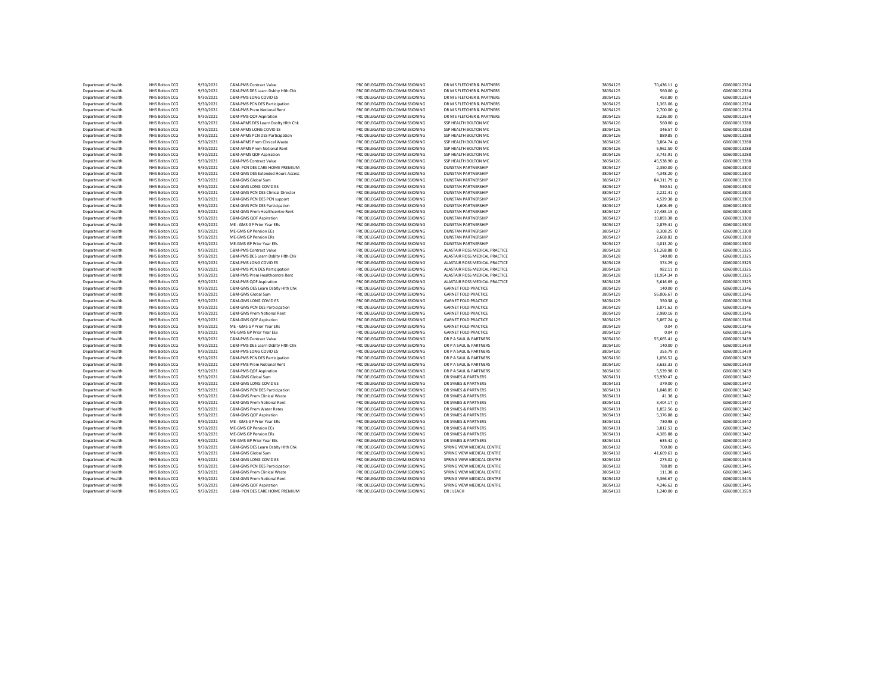| | | | | | | | | |
|---|---|---|---|---|---|---|---|---|
| Department of Health | NHS Bolton CCG | 9/30/2021 | C&M-PMS Contract Value | PRC DELEGATED CO-COMMISSIONING | DR M S FLETCHER & PARTNERS | 38054125 | 70,436.11 | G06000012334 |
| Department of Health | NHS Bolton CCG | 9/30/2021 | C&M-PMS DES Learn Dsblty Hlth Chk | PRC DELEGATED CO-COMMISSIONING | DR M S FLETCHER & PARTNERS | 38054125 | 560.00 | G06000012334 |
| Department of Health | NHS Bolton CCG | 9/30/2021 | C&M-PMS LONG COVID ES | PRC DELEGATED CO-COMMISSIONING | DR M S FLETCHER & PARTNERS | 38054125 | 493.80 | G06000012334 |
| Department of Health | NHS Bolton CCG | 9/30/2021 | C&M-PMS PCN DES Participation | PRC DELEGATED CO-COMMISSIONING | DR M S FLETCHER & PARTNERS | 38054125 | 1,363.06 | G06000012334 |
| Department of Health | NHS Bolton CCG | 9/30/2021 | C&M-PMS Prem Notional Rent | PRC DELEGATED CO-COMMISSIONING | DR M S FLETCHER & PARTNERS | 38054125 | 2,700.00 | G06000012334 |
| Department of Health | NHS Bolton CCG | 9/30/2021 | C&M-PMS QOF Aspiration | PRC DELEGATED CO-COMMISSIONING | DR M S FLETCHER & PARTNERS | 38054125 | 8,226.00 | G06000012334 |
| Department of Health | NHS Bolton CCG | 9/30/2021 | C&M-APMS DES Learn Dsblty Hlth Chk | PRC DELEGATED CO-COMMISSIONING | SSP HEALTH BOLTON MC | 38054126 | 560.00 | G06000013288 |
| Department of Health | NHS Bolton CCG | 9/30/2021 | C&M-APMS LONG COVID ES | PRC DELEGATED CO-COMMISSIONING | SSP HEALTH BOLTON MC | 38054126 | 346.57 | G06000013288 |
| Department of Health | NHS Bolton CCG | 9/30/2021 | C&M-APMS PCN DES Participation | PRC DELEGATED CO-COMMISSIONING | SSP HEALTH BOLTON MC | 38054126 | 889.85 | G06000013288 |
| Department of Health | NHS Bolton CCG | 9/30/2021 | C&M-APMS Prem Clinical Waste | PRC DELEGATED CO-COMMISSIONING | SSP HEALTH BOLTON MC | 38054126 | 3,864.74 | G06000013288 |
| Department of Health | NHS Bolton CCG | 9/30/2021 | C&M-APMS Prem Notional Rent | PRC DELEGATED CO-COMMISSIONING | SSP HEALTH BOLTON MC | 38054126 | 5,962.50 | G06000013288 |
| Department of Health | NHS Bolton CCG | 9/30/2021 | C&M-APMS QOF Aspiration | PRC DELEGATED CO-COMMISSIONING | SSP HEALTH BOLTON MC | 38054126 | 3,743.91 | G06000013288 |
| Department of Health | NHS Bolton CCG | 9/30/2021 | C&M-PMS Contract Value | PRC DELEGATED CO-COMMISSIONING | SSP HEALTH BOLTON MC | 38054126 | 45,538.90 | G06000013288 |
| Department of Health | NHS Bolton CCG | 9/30/2021 | C&M- PCN DES CARE HOME PREMIUM | PRC DELEGATED CO-COMMISSIONING | DUNSTAN PARTNERSHIP | 38054127 | 2,350.00 | G06000013300 |
| Department of Health | NHS Bolton CCG | 9/30/2021 | C&M-GMS DES Extended Hours Access | PRC DELEGATED CO-COMMISSIONING | DUNSTAN PARTNERSHIP | 38054127 | 4,348.20 | G06000013300 |
| Department of Health | NHS Bolton CCG | 9/30/2021 | C&M-GMS Global Sum | PRC DELEGATED CO-COMMISSIONING | DUNSTAN PARTNERSHIP | 38054127 | 84,311.79 | G06000013300 |
| Department of Health | NHS Bolton CCG | 9/30/2021 | C&M-GMS LONG COVID ES | PRC DELEGATED CO-COMMISSIONING | DUNSTAN PARTNERSHIP | 38054127 | 550.51 | G06000013300 |
| Department of Health | NHS Bolton CCG | 9/30/2021 | C&M-GMS PCN DES Clinical Director | PRC DELEGATED CO-COMMISSIONING | DUNSTAN PARTNERSHIP | 38054127 | 2,222.41 | G06000013300 |
| Department of Health | NHS Bolton CCG | 9/30/2021 | C&M-GMS PCN DES PCN support | PRC DELEGATED CO-COMMISSIONING | DUNSTAN PARTNERSHIP | 38054127 | 4,529.38 | G06000013300 |
| Department of Health | NHS Bolton CCG | 9/30/2021 | C&M-GMS PCN DES Participation | PRC DELEGATED CO-COMMISSIONING | DUNSTAN PARTNERSHIP | 38054127 | 1,606.49 | G06000013300 |
| Department of Health | NHS Bolton CCG | 9/30/2021 | C&M-GMS Prem Healthcentre Rent | PRC DELEGATED CO-COMMISSIONING | DUNSTAN PARTNERSHIP | 38054127 | 17,485.15 | G06000013300 |
| Department of Health | NHS Bolton CCG | 9/30/2021 | C&M-GMS QOF Aspiration | PRC DELEGATED CO-COMMISSIONING | DUNSTAN PARTNERSHIP | 38054127 | 10,893.38 | G06000013300 |
| Department of Health | NHS Bolton CCG | 9/30/2021 | ME - GMS GP Prior Year ERs | PRC DELEGATED CO-COMMISSIONING | DUNSTAN PARTNERSHIP | 38054127 | 2,879.41 | G06000013300 |
| Department of Health | NHS Bolton CCG | 9/30/2021 | ME-GMS GP Pension EEs | PRC DELEGATED CO-COMMISSIONING | DUNSTAN PARTNERSHIP | 38054127 | 8,308.25 | G06000013300 |
| Department of Health | NHS Bolton CCG | 9/30/2021 | ME-GMS GP Pension ERs | PRC DELEGATED CO-COMMISSIONING | DUNSTAN PARTNERSHIP | 38054127 | 2,668.82 | G06000013300 |
| Department of Health | NHS Bolton CCG | 9/30/2021 | ME-GMS GP Prior Year EEs | PRC DELEGATED CO-COMMISSIONING | DUNSTAN PARTNERSHIP | 38054127 | 4,013.20 | G06000013300 |
| Department of Health | NHS Bolton CCG | 9/30/2021 | C&M-PMS Contract Value | PRC DELEGATED CO-COMMISSIONING | ALASTAIR ROSS MEDICAL PRACTICE | 38054128 | 51,268.88 | G06000013325 |
| Department of Health | NHS Bolton CCG | 9/30/2021 | C&M-PMS DES Learn Dsblty Hlth Chk | PRC DELEGATED CO-COMMISSIONING | ALASTAIR ROSS MEDICAL PRACTICE | 38054128 | 140.00 | G06000013325 |
| Department of Health | NHS Bolton CCG | 9/30/2021 | C&M-PMS LONG COVID ES | PRC DELEGATED CO-COMMISSIONING | ALASTAIR ROSS MEDICAL PRACTICE | 38054128 | 374.29 | G06000013325 |
| Department of Health | NHS Bolton CCG | 9/30/2021 | C&M-PMS PCN DES Participation | PRC DELEGATED CO-COMMISSIONING | ALASTAIR ROSS MEDICAL PRACTICE | 38054128 | 982.11 | G06000013325 |
| Department of Health | NHS Bolton CCG | 9/30/2021 | C&M-PMS Prem Healthcentre Rent | PRC DELEGATED CO-COMMISSIONING | ALASTAIR ROSS MEDICAL PRACTICE | 38054128 | 11,954.34 | G06000013325 |
| Department of Health | NHS Bolton CCG | 9/30/2021 | C&M-PMS QOF Aspiration | PRC DELEGATED CO-COMMISSIONING | ALASTAIR ROSS MEDICAL PRACTICE | 38054128 | 5,616.69 | G06000013325 |
| Department of Health | NHS Bolton CCG | 9/30/2021 | C&M-GMS DES Learn Dsblty Hlth Chk | PRC DELEGATED CO-COMMISSIONING | GARNET FOLD PRACTICE | 38054129 | 140.00 | G06000013346 |
| Department of Health | NHS Bolton CCG | 9/30/2021 | C&M-GMS Global Sum | PRC DELEGATED CO-COMMISSIONING | GARNET FOLD PRACTICE | 38054129 | 56,006.67 | G06000013346 |
| Department of Health | NHS Bolton CCG | 9/30/2021 | C&M-GMS LONG COVID ES | PRC DELEGATED CO-COMMISSIONING | GARNET FOLD PRACTICE | 38054129 | 350.38 | G06000013346 |
| Department of Health | NHS Bolton CCG | 9/30/2021 | C&M-GMS PCN DES Participation | PRC DELEGATED CO-COMMISSIONING | GARNET FOLD PRACTICE | 38054129 | 1,071.62 | G06000013346 |
| Department of Health | NHS Bolton CCG | 9/30/2021 | C&M-GMS Prem Notional Rent | PRC DELEGATED CO-COMMISSIONING | GARNET FOLD PRACTICE | 38054129 | 2,980.16 | G06000013346 |
| Department of Health | NHS Bolton CCG | 9/30/2021 | C&M-GMS QOF Aspiration | PRC DELEGATED CO-COMMISSIONING | GARNET FOLD PRACTICE | 38054129 | 5,867.24 | G06000013346 |
| Department of Health | NHS Bolton CCG | 9/30/2021 | ME - GMS GP Prior Year ERs | PRC DELEGATED CO-COMMISSIONING | GARNET FOLD PRACTICE | 38054129 | 0.04 | G06000013346 |
| Department of Health | NHS Bolton CCG | 9/30/2021 | ME-GMS GP Prior Year EEs | PRC DELEGATED CO-COMMISSIONING | GARNET FOLD PRACTICE | 38054129 | 0.04 | G06000013346 |
| Department of Health | NHS Bolton CCG | 9/30/2021 | C&M-PMS Contract Value | PRC DELEGATED CO-COMMISSIONING | DR P A SAUL & PARTNERS | 38054130 | 55,665.41 | G06000013439 |
| Department of Health | NHS Bolton CCG | 9/30/2021 | C&M-PMS DES Learn Dsblty Hlth Chk | PRC DELEGATED CO-COMMISSIONING | DR P A SAUL & PARTNERS | 38054130 | 140.00 | G06000013439 |
| Department of Health | NHS Bolton CCG | 9/30/2021 | C&M-PMS LONG COVID ES | PRC DELEGATED CO-COMMISSIONING | DR P A SAUL & PARTNERS | 38054130 | 355.79 | G06000013439 |
| Department of Health | NHS Bolton CCG | 9/30/2021 | C&M-PMS PCN DES Participation | PRC DELEGATED CO-COMMISSIONING | DR P A SAUL & PARTNERS | 38054130 | 1,056.52 | G06000013439 |
| Department of Health | NHS Bolton CCG | 9/30/2021 | C&M-PMS Prem Notional Rent | PRC DELEGATED CO-COMMISSIONING | DR P A SAUL & PARTNERS | 38054130 | 3,633.33 | G06000013439 |
| Department of Health | NHS Bolton CCG | 9/30/2021 | C&M-PMS QOF Aspiration | PRC DELEGATED CO-COMMISSIONING | DR P A SAUL & PARTNERS | 38054130 | 5,539.98 | G06000013439 |
| Department of Health | NHS Bolton CCG | 9/30/2021 | C&M-GMS Global Sum | PRC DELEGATED CO-COMMISSIONING | DR SYMES & PARTNERS | 38054131 | 53,930.47 | G06000013442 |
| Department of Health | NHS Bolton CCG | 9/30/2021 | C&M-GMS LONG COVID ES | PRC DELEGATED CO-COMMISSIONING | DR SYMES & PARTNERS | 38054131 | 379.00 | G06000013442 |
| Department of Health | NHS Bolton CCG | 9/30/2021 | C&M-GMS PCN DES Participation | PRC DELEGATED CO-COMMISSIONING | DR SYMES & PARTNERS | 38054131 | 1,048.85 | G06000013442 |
| Department of Health | NHS Bolton CCG | 9/30/2021 | C&M-GMS Prem Clinical Waste | PRC DELEGATED CO-COMMISSIONING | DR SYMES & PARTNERS | 38054131 | 41.38 | G06000013442 |
| Department of Health | NHS Bolton CCG | 9/30/2021 | C&M-GMS Prem Notional Rent | PRC DELEGATED CO-COMMISSIONING | DR SYMES & PARTNERS | 38054131 | 3,404.17 | G06000013442 |
| Department of Health | NHS Bolton CCG | 9/30/2021 | C&M-GMS Prem Water Rates | PRC DELEGATED CO-COMMISSIONING | DR SYMES & PARTNERS | 38054131 | 1,852.56 | G06000013442 |
| Department of Health | NHS Bolton CCG | 9/30/2021 | C&M-GMS QOF Aspiration | PRC DELEGATED CO-COMMISSIONING | DR SYMES & PARTNERS | 38054131 | 5,376.88 | G06000013442 |
| Department of Health | NHS Bolton CCG | 9/30/2021 | ME - GMS GP Prior Year ERs | PRC DELEGATED CO-COMMISSIONING | DR SYMES & PARTNERS | 38054131 | 730.98 | G06000013442 |
| Department of Health | NHS Bolton CCG | 9/30/2021 | ME-GMS GP Pension EEs | PRC DELEGATED CO-COMMISSIONING | DR SYMES & PARTNERS | 38054131 | 3,812.52 | G06000013442 |
| Department of Health | NHS Bolton CCG | 9/30/2021 | ME-GMS GP Pension ERs | PRC DELEGATED CO-COMMISSIONING | DR SYMES & PARTNERS | 38054131 | 4,385.88 | G06000013442 |
| Department of Health | NHS Bolton CCG | 9/30/2021 | ME-GMS GP Prior Year EEs | PRC DELEGATED CO-COMMISSIONING | DR SYMES & PARTNERS | 38054131 | 635.42 | G06000013442 |
| Department of Health | NHS Bolton CCG | 9/30/2021 | C&M-GMS DES Learn Dsblty Hlth Chk | PRC DELEGATED CO-COMMISSIONING | SPRING VIEW MEDICAL CENTRE | 38054132 | 700.00 | G06000013445 |
| Department of Health | NHS Bolton CCG | 9/30/2021 | C&M-GMS Global Sum | PRC DELEGATED CO-COMMISSIONING | SPRING VIEW MEDICAL CENTRE | 38054132 | 41,669.63 | G06000013445 |
| Department of Health | NHS Bolton CCG | 9/30/2021 | C&M-GMS LONG COVID ES | PRC DELEGATED CO-COMMISSIONING | SPRING VIEW MEDICAL CENTRE | 38054132 | 275.02 | G06000013445 |
| Department of Health | NHS Bolton CCG | 9/30/2021 | C&M-GMS PCN DES Participation | PRC DELEGATED CO-COMMISSIONING | SPRING VIEW MEDICAL CENTRE | 38054132 | 788.89 | G06000013445 |
| Department of Health | NHS Bolton CCG | 9/30/2021 | C&M-GMS Prem Clinical Waste | PRC DELEGATED CO-COMMISSIONING | SPRING VIEW MEDICAL CENTRE | 38054132 | 111.38 | G06000013445 |
| Department of Health | NHS Bolton CCG | 9/30/2021 | C&M-GMS Prem Notional Rent | PRC DELEGATED CO-COMMISSIONING | SPRING VIEW MEDICAL CENTRE | 38054132 | 3,366.67 | G06000013445 |
| Department of Health | NHS Bolton CCG | 9/30/2021 | C&M-GMS QOF Aspiration | PRC DELEGATED CO-COMMISSIONING | SPRING VIEW MEDICAL CENTRE | 38054132 | 4,246.62 | G06000013445 |
| Department of Health | NHS Bolton CCG | 9/30/2021 | C&M- PCN DES CARE HOME PREMIUM | PRC DELEGATED CO-COMMISSIONING | DR J LEACH | 38054133 | 1,240.00 | G06000013559 |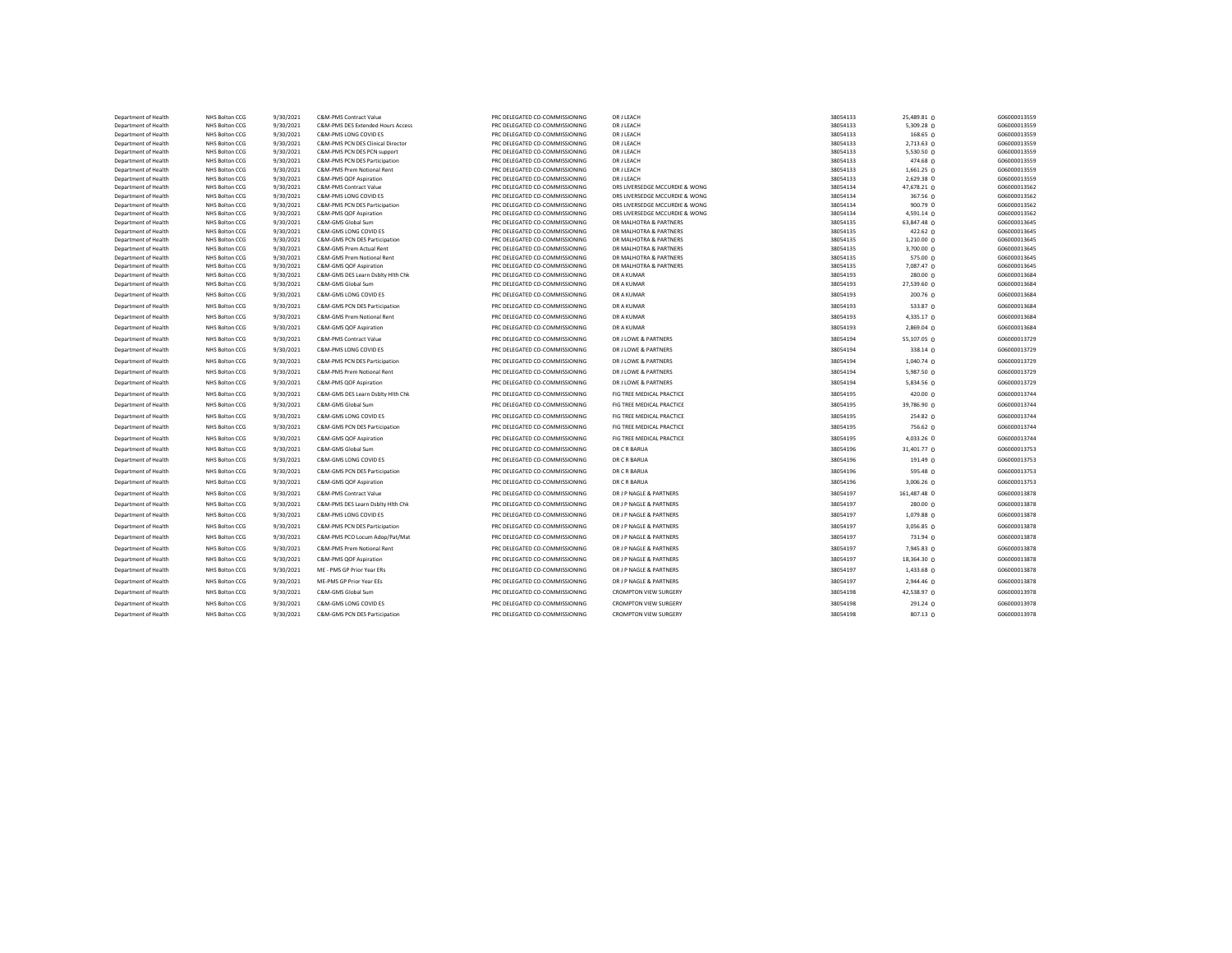| | | | | | | | | |
|---|---|---|---|---|---|---|---|---|
| Department of Health | NHS Bolton CCG | 9/30/2021 | C&M-PMS Contract Value | PRC DELEGATED CO-COMMISSIONING | DR J LEACH | 38054133 | 25,489.81 | G06000013559 |
| Department of Health | NHS Bolton CCG | 9/30/2021 | C&M-PMS DES Extended Hours Access | PRC DELEGATED CO-COMMISSIONING | DR J LEACH | 38054133 | 5,309.28 | G06000013559 |
| Department of Health | NHS Bolton CCG | 9/30/2021 | C&M-PMS LONG COVID ES | PRC DELEGATED CO-COMMISSIONING | DR J LEACH | 38054133 | 168.65 | G06000013559 |
| Department of Health | NHS Bolton CCG | 9/30/2021 | C&M-PMS PCN DES Clinical Director | PRC DELEGATED CO-COMMISSIONING | DR J LEACH | 38054133 | 2,713.63 | G06000013559 |
| Department of Health | NHS Bolton CCG | 9/30/2021 | C&M-PMS PCN DES PCN support | PRC DELEGATED CO-COMMISSIONING | DR J LEACH | 38054133 | 5,530.50 | G06000013559 |
| Department of Health | NHS Bolton CCG | 9/30/2021 | C&M-PMS PCN DES Participation | PRC DELEGATED CO-COMMISSIONING | DR J LEACH | 38054133 | 474.68 | G06000013559 |
| Department of Health | NHS Bolton CCG | 9/30/2021 | C&M-PMS Prem Notional Rent | PRC DELEGATED CO-COMMISSIONING | DR J LEACH | 38054133 | 1,661.25 | G06000013559 |
| Department of Health | NHS Bolton CCG | 9/30/2021 | C&M-PMS QOF Aspiration | PRC DELEGATED CO-COMMISSIONING | DR J LEACH | 38054133 | 2,629.38 | G06000013559 |
| Department of Health | NHS Bolton CCG | 9/30/2021 | C&M-PMS Contract Value | PRC DELEGATED CO-COMMISSIONING | DRS LIVERSEDGE MCCURDIE & WONG | 38054134 | 47,678.21 | G06000013562 |
| Department of Health | NHS Bolton CCG | 9/30/2021 | C&M-PMS LONG COVID ES | PRC DELEGATED CO-COMMISSIONING | DRS LIVERSEDGE MCCURDIE & WONG | 38054134 | 367.56 | G06000013562 |
| Department of Health | NHS Bolton CCG | 9/30/2021 | C&M-PMS PCN DES Participation | PRC DELEGATED CO-COMMISSIONING | DRS LIVERSEDGE MCCURDIE & WONG | 38054134 | 900.79 | G06000013562 |
| Department of Health | NHS Bolton CCG | 9/30/2021 | C&M-PMS QOF Aspiration | PRC DELEGATED CO-COMMISSIONING | DRS LIVERSEDGE MCCURDIE & WONG | 38054134 | 4,591.14 | G06000013562 |
| Department of Health | NHS Bolton CCG | 9/30/2021 | C&M-GMS Global Sum | PRC DELEGATED CO-COMMISSIONING | DR MALHOTRA & PARTNERS | 38054135 | 63,847.48 | G06000013645 |
| Department of Health | NHS Bolton CCG | 9/30/2021 | C&M-GMS LONG COVID ES | PRC DELEGATED CO-COMMISSIONING | DR MALHOTRA & PARTNERS | 38054135 | 422.62 | G06000013645 |
| Department of Health | NHS Bolton CCG | 9/30/2021 | C&M-GMS PCN DES Participation | PRC DELEGATED CO-COMMISSIONING | DR MALHOTRA & PARTNERS | 38054135 | 1,210.00 | G06000013645 |
| Department of Health | NHS Bolton CCG | 9/30/2021 | C&M-GMS Prem Actual Rent | PRC DELEGATED CO-COMMISSIONING | DR MALHOTRA & PARTNERS | 38054135 | 3,700.00 | G06000013645 |
| Department of Health | NHS Bolton CCG | 9/30/2021 | C&M-GMS Prem Notional Rent | PRC DELEGATED CO-COMMISSIONING | DR MALHOTRA & PARTNERS | 38054135 | 575.00 | G06000013645 |
| Department of Health | NHS Bolton CCG | 9/30/2021 | C&M-GMS QOF Aspiration | PRC DELEGATED CO-COMMISSIONING | DR MALHOTRA & PARTNERS | 38054135 | 7,087.47 | G06000013645 |
| Department of Health | NHS Bolton CCG | 9/30/2021 | C&M-GMS DES Learn Dsblty Hlth Chk | PRC DELEGATED CO-COMMISSIONING | DR A KUMAR | 38054193 | 280.00 | G06000013684 |
| Department of Health | NHS Bolton CCG | 9/30/2021 | C&M-GMS Global Sum | PRC DELEGATED CO-COMMISSIONING | DR A KUMAR | 38054193 | 27,539.60 | G06000013684 |
| Department of Health | NHS Bolton CCG | 9/30/2021 | C&M-GMS LONG COVID ES | PRC DELEGATED CO-COMMISSIONING | DR A KUMAR | 38054193 | 200.76 | G06000013684 |
| Department of Health | NHS Bolton CCG | 9/30/2021 | C&M-GMS PCN DES Participation | PRC DELEGATED CO-COMMISSIONING | DR A KUMAR | 38054193 | 533.87 | G06000013684 |
| Department of Health | NHS Bolton CCG | 9/30/2021 | C&M-GMS Prem Notional Rent | PRC DELEGATED CO-COMMISSIONING | DR A KUMAR | 38054193 | 4,335.17 | G06000013684 |
| Department of Health | NHS Bolton CCG | 9/30/2021 | C&M-GMS QOF Aspiration | PRC DELEGATED CO-COMMISSIONING | DR A KUMAR | 38054193 | 2,869.04 | G06000013684 |
| Department of Health | NHS Bolton CCG | 9/30/2021 | C&M-PMS Contract Value | PRC DELEGATED CO-COMMISSIONING | DR J LOWE & PARTNERS | 38054194 | 55,107.05 | G06000013729 |
| Department of Health | NHS Bolton CCG | 9/30/2021 | C&M-PMS LONG COVID ES | PRC DELEGATED CO-COMMISSIONING | DR J LOWE & PARTNERS | 38054194 | 338.14 | G06000013729 |
| Department of Health | NHS Bolton CCG | 9/30/2021 | C&M-PMS PCN DES Participation | PRC DELEGATED CO-COMMISSIONING | DR J LOWE & PARTNERS | 38054194 | 1,040.74 | G06000013729 |
| Department of Health | NHS Bolton CCG | 9/30/2021 | C&M-PMS Prem Notional Rent | PRC DELEGATED CO-COMMISSIONING | DR J LOWE & PARTNERS | 38054194 | 5,987.50 | G06000013729 |
| Department of Health | NHS Bolton CCG | 9/30/2021 | C&M-PMS QOF Aspiration | PRC DELEGATED CO-COMMISSIONING | DR J LOWE & PARTNERS | 38054194 | 5,834.56 | G06000013729 |
| Department of Health | NHS Bolton CCG | 9/30/2021 | C&M-GMS DES Learn Dsblty Hlth Chk | PRC DELEGATED CO-COMMISSIONING | FIG TREE MEDICAL PRACTICE | 38054195 | 420.00 | G06000013744 |
| Department of Health | NHS Bolton CCG | 9/30/2021 | C&M-GMS Global Sum | PRC DELEGATED CO-COMMISSIONING | FIG TREE MEDICAL PRACTICE | 38054195 | 39,786.90 | G06000013744 |
| Department of Health | NHS Bolton CCG | 9/30/2021 | C&M-GMS LONG COVID ES | PRC DELEGATED CO-COMMISSIONING | FIG TREE MEDICAL PRACTICE | 38054195 | 254.82 | G06000013744 |
| Department of Health | NHS Bolton CCG | 9/30/2021 | C&M-GMS PCN DES Participation | PRC DELEGATED CO-COMMISSIONING | FIG TREE MEDICAL PRACTICE | 38054195 | 756.62 | G06000013744 |
| Department of Health | NHS Bolton CCG | 9/30/2021 | C&M-GMS QOF Aspiration | PRC DELEGATED CO-COMMISSIONING | FIG TREE MEDICAL PRACTICE | 38054195 | 4,033.26 | G06000013744 |
| Department of Health | NHS Bolton CCG | 9/30/2021 | C&M-GMS Global Sum | PRC DELEGATED CO-COMMISSIONING | DR C R BARUA | 38054196 | 31,401.77 | G06000013753 |
| Department of Health | NHS Bolton CCG | 9/30/2021 | C&M-GMS LONG COVID ES | PRC DELEGATED CO-COMMISSIONING | DR C R BARUA | 38054196 | 191.49 | G06000013753 |
| Department of Health | NHS Bolton CCG | 9/30/2021 | C&M-GMS PCN DES Participation | PRC DELEGATED CO-COMMISSIONING | DR C R BARUA | 38054196 | 595.48 | G06000013753 |
| Department of Health | NHS Bolton CCG | 9/30/2021 | C&M-GMS QOF Aspiration | PRC DELEGATED CO-COMMISSIONING | DR C R BARUA | 38054196 | 3,006.26 | G06000013753 |
| Department of Health | NHS Bolton CCG | 9/30/2021 | C&M-PMS Contract Value | PRC DELEGATED CO-COMMISSIONING | DR J P NAGLE & PARTNERS | 38054197 | 161,487.48 | G06000013878 |
| Department of Health | NHS Bolton CCG | 9/30/2021 | C&M-PMS DES Learn Dsblty Hlth Chk | PRC DELEGATED CO-COMMISSIONING | DR J P NAGLE & PARTNERS | 38054197 | 280.00 | G06000013878 |
| Department of Health | NHS Bolton CCG | 9/30/2021 | C&M-PMS LONG COVID ES | PRC DELEGATED CO-COMMISSIONING | DR J P NAGLE & PARTNERS | 38054197 | 1,079.88 | G06000013878 |
| Department of Health | NHS Bolton CCG | 9/30/2021 | C&M-PMS PCN DES Participation | PRC DELEGATED CO-COMMISSIONING | DR J P NAGLE & PARTNERS | 38054197 | 3,056.85 | G06000013878 |
| Department of Health | NHS Bolton CCG | 9/30/2021 | C&M-PMS PCO Locum Adop/Pat/Mat | PRC DELEGATED CO-COMMISSIONING | DR J P NAGLE & PARTNERS | 38054197 | 731.94 | G06000013878 |
| Department of Health | NHS Bolton CCG | 9/30/2021 | C&M-PMS Prem Notional Rent | PRC DELEGATED CO-COMMISSIONING | DR J P NAGLE & PARTNERS | 38054197 | 7,945.83 | G06000013878 |
| Department of Health | NHS Bolton CCG | 9/30/2021 | C&M-PMS QOF Aspiration | PRC DELEGATED CO-COMMISSIONING | DR J P NAGLE & PARTNERS | 38054197 | 18,364.30 | G06000013878 |
| Department of Health | NHS Bolton CCG | 9/30/2021 | ME - PMS GP Prior Year ERs | PRC DELEGATED CO-COMMISSIONING | DR J P NAGLE & PARTNERS | 38054197 | 1,433.68 | G06000013878 |
| Department of Health | NHS Bolton CCG | 9/30/2021 | ME-PMS GP Prior Year EEs | PRC DELEGATED CO-COMMISSIONING | DR J P NAGLE & PARTNERS | 38054197 | 2,944.46 | G06000013878 |
| Department of Health | NHS Bolton CCG | 9/30/2021 | C&M-GMS Global Sum | PRC DELEGATED CO-COMMISSIONING | CROMPTON VIEW SURGERY | 38054198 | 42,538.97 | G06000013978 |
| Department of Health | NHS Bolton CCG | 9/30/2021 | C&M-GMS LONG COVID ES | PRC DELEGATED CO-COMMISSIONING | CROMPTON VIEW SURGERY | 38054198 | 291.24 | G06000013978 |
| Department of Health | NHS Bolton CCG | 9/30/2021 | C&M-GMS PCN DES Participation | PRC DELEGATED CO-COMMISSIONING | CROMPTON VIEW SURGERY | 38054198 | 807.13 | G06000013978 |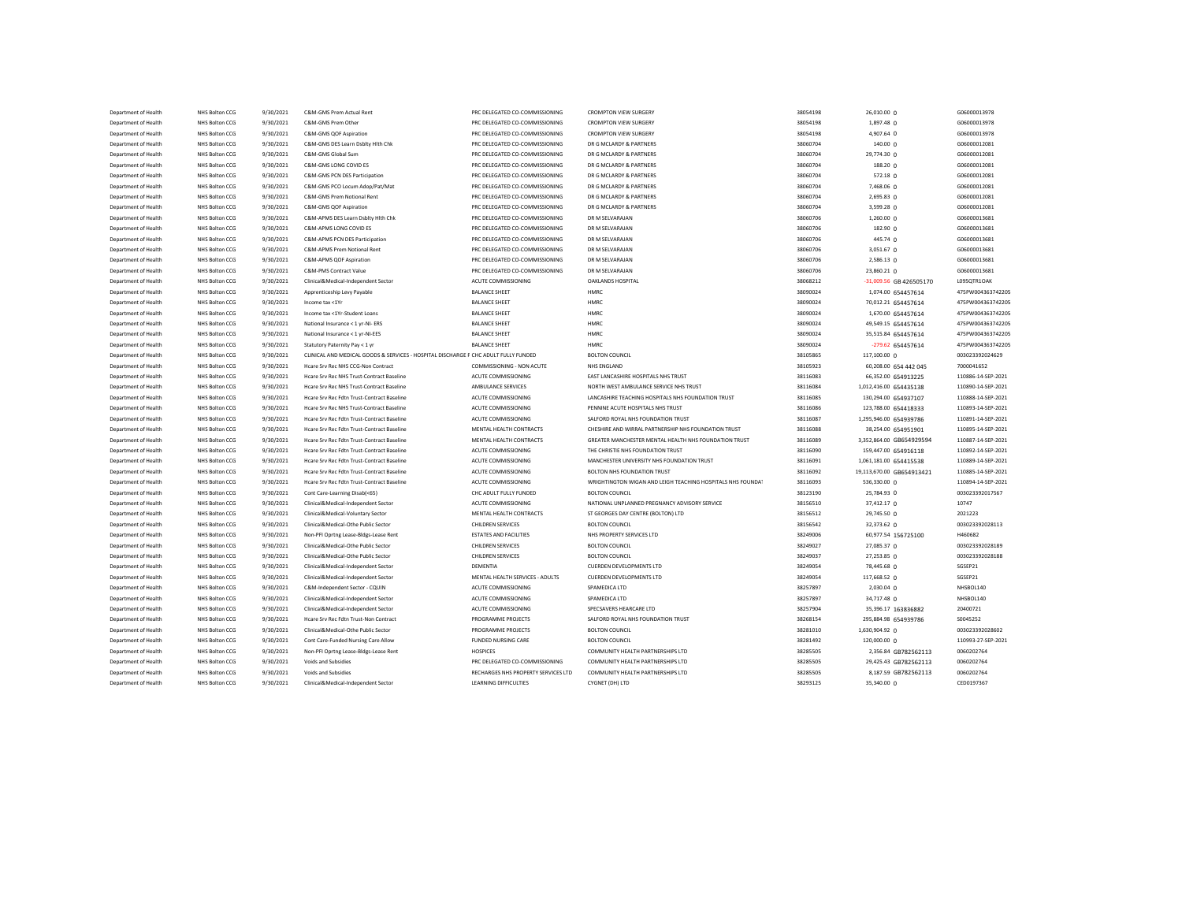| | | | | | | | | | |
|---|---|---|---|---|---|---|---|---|---|
| Department of Health | NHS Bolton CCG | 9/30/2021 | C&M-GMS Prem Actual Rent | PRC DELEGATED CO-COMMISSIONING | CROMPTON VIEW SURGERY | 38054198 | 26,010.00 | 0 | G06000013978 |
| Department of Health | NHS Bolton CCG | 9/30/2021 | C&M-GMS Prem Other | PRC DELEGATED CO-COMMISSIONING | CROMPTON VIEW SURGERY | 38054198 | 1,897.48 | 0 | G06000013978 |
| Department of Health | NHS Bolton CCG | 9/30/2021 | C&M-GMS QOF Aspiration | PRC DELEGATED CO-COMMISSIONING | CROMPTON VIEW SURGERY | 38054198 | 4,907.64 | 0 | G06000013978 |
| Department of Health | NHS Bolton CCG | 9/30/2021 | C&M-GMS DES Learn Dsblty Hlth Chk | PRC DELEGATED CO-COMMISSIONING | DR G MCLARDY & PARTNERS | 38060704 | 140.00 | 0 | G06000012081 |
| Department of Health | NHS Bolton CCG | 9/30/2021 | C&M-GMS Global Sum | PRC DELEGATED CO-COMMISSIONING | DR G MCLARDY & PARTNERS | 38060704 | 29,774.30 | 0 | G06000012081 |
| Department of Health | NHS Bolton CCG | 9/30/2021 | C&M-GMS LONG COVID ES | PRC DELEGATED CO-COMMISSIONING | DR G MCLARDY & PARTNERS | 38060704 | 188.20 | 0 | G06000012081 |
| Department of Health | NHS Bolton CCG | 9/30/2021 | C&M-GMS PCN DES Participation | PRC DELEGATED CO-COMMISSIONING | DR G MCLARDY & PARTNERS | 38060704 | 572.18 | 0 | G06000012081 |
| Department of Health | NHS Bolton CCG | 9/30/2021 | C&M-GMS PCO Locum Adop/Pat/Mat | PRC DELEGATED CO-COMMISSIONING | DR G MCLARDY & PARTNERS | 38060704 | 7,468.06 | 0 | G06000012081 |
| Department of Health | NHS Bolton CCG | 9/30/2021 | C&M-GMS Prem Notional Rent | PRC DELEGATED CO-COMMISSIONING | DR G MCLARDY & PARTNERS | 38060704 | 2,695.83 | 0 | G06000012081 |
| Department of Health | NHS Bolton CCG | 9/30/2021 | C&M-GMS QOF Aspiration | PRC DELEGATED CO-COMMISSIONING | DR G MCLARDY & PARTNERS | 38060704 | 3,599.28 | 0 | G06000012081 |
| Department of Health | NHS Bolton CCG | 9/30/2021 | C&M-APMS DES Learn Dsblty Hlth Chk | PRC DELEGATED CO-COMMISSIONING | DR M SELVARAJAN | 38060706 | 1,260.00 | 0 | G06000013681 |
| Department of Health | NHS Bolton CCG | 9/30/2021 | C&M-APMS LONG COVID ES | PRC DELEGATED CO-COMMISSIONING | DR M SELVARAJAN | 38060706 | 182.90 | 0 | G06000013681 |
| Department of Health | NHS Bolton CCG | 9/30/2021 | C&M-APMS PCN DES Participation | PRC DELEGATED CO-COMMISSIONING | DR M SELVARAJAN | 38060706 | 445.74 | 0 | G06000013681 |
| Department of Health | NHS Bolton CCG | 9/30/2021 | C&M-APMS Prem Notional Rent | PRC DELEGATED CO-COMMISSIONING | DR M SELVARAJAN | 38060706 | 3,051.67 | 0 | G06000013681 |
| Department of Health | NHS Bolton CCG | 9/30/2021 | C&M-APMS QOF Aspiration | PRC DELEGATED CO-COMMISSIONING | DR M SELVARAJAN | 38060706 | 2,586.13 | 0 | G06000013681 |
| Department of Health | NHS Bolton CCG | 9/30/2021 | C&M-PMS Contract Value | PRC DELEGATED CO-COMMISSIONING | DR M SELVARAJAN | 38060706 | 23,860.21 | 0 | G06000013681 |
| Department of Health | NHS Bolton CCG | 9/30/2021 | Clinical&Medical-Independent Sector | ACUTE COMMISSIONING | OAKLANDS HOSPITAL | 38068212 | -31,009.56 | GB 426505170 | L09SQTR1OAK |
| Department of Health | NHS Bolton CCG | 9/30/2021 | Apprenticeship Levy Payable | BALANCE SHEET | HMRC | 38090024 | 1,074.00 | 654457614 | 475PW004363742205 |
| Department of Health | NHS Bolton CCG | 9/30/2021 | Income tax <1Yr | BALANCE SHEET | HMRC | 38090024 | 70,012.21 | 654457614 | 475PW004363742205 |
| Department of Health | NHS Bolton CCG | 9/30/2021 | Income tax <1Yr-Student Loans | BALANCE SHEET | HMRC | 38090024 | 1,670.00 | 654457614 | 475PW004363742205 |
| Department of Health | NHS Bolton CCG | 9/30/2021 | National Insurance < 1 yr-NI- ERS | BALANCE SHEET | HMRC | 38090024 | 49,549.15 | 654457614 | 475PW004363742205 |
| Department of Health | NHS Bolton CCG | 9/30/2021 | National Insurance < 1 yr-NI-EES | BALANCE SHEET | HMRC | 38090024 | 35,515.84 | 654457614 | 475PW004363742205 |
| Department of Health | NHS Bolton CCG | 9/30/2021 | Statutory Paternity Pay < 1 yr | BALANCE SHEET | HMRC | 38090024 | -279.62 | 654457614 | 475PW004363742205 |
| Department of Health | NHS Bolton CCG | 9/30/2021 | CLINICAL AND MEDICAL GOODS & SERVICES - HOSPITAL DISCHARGE F | CHC ADULT FULLY FUNDED | BOLTON COUNCIL | 38105865 | 117,100.00 | 0 | 003023392024629 |
| Department of Health | NHS Bolton CCG | 9/30/2021 | Hcare Srv Rec NHS CCG-Non Contract | COMMISSIONING - NON ACUTE | NHS ENGLAND | 38105923 | 60,208.00 | 654 442 045 | 7000041652 |
| Department of Health | NHS Bolton CCG | 9/30/2021 | Hcare Srv Rec NHS Trust-Contract Baseline | ACUTE COMMISSIONING | EAST LANCASHIRE HOSPITALS NHS TRUST | 38116083 | 66,352.00 | 654913225 | 110886-14-SEP-2021 |
| Department of Health | NHS Bolton CCG | 9/30/2021 | Hcare Srv Rec NHS Trust-Contract Baseline | AMBULANCE SERVICES | NORTH WEST AMBULANCE SERVICE NHS TRUST | 38116084 | 1,012,416.00 | 654435138 | 110890-14-SEP-2021 |
| Department of Health | NHS Bolton CCG | 9/30/2021 | Hcare Srv Rec Fdtn Trust-Contract Baseline | ACUTE COMMISSIONING | LANCASHIRE TEACHING HOSPITALS NHS FOUNDATION TRUST | 38116085 | 130,294.00 | 654937107 | 110888-14-SEP-2021 |
| Department of Health | NHS Bolton CCG | 9/30/2021 | Hcare Srv Rec NHS Trust-Contract Baseline | ACUTE COMMISSIONING | PENNINE ACUTE HOSPITALS NHS TRUST | 38116086 | 123,788.00 | 654418333 | 110893-14-SEP-2021 |
| Department of Health | NHS Bolton CCG | 9/30/2021 | Hcare Srv Rec Fdtn Trust-Contract Baseline | ACUTE COMMISSIONING | SALFORD ROYAL NHS FOUNDATION TRUST | 38116087 | 1,295,946.00 | 654939786 | 110891-14-SEP-2021 |
| Department of Health | NHS Bolton CCG | 9/30/2021 | Hcare Srv Rec Fdtn Trust-Contract Baseline | MENTAL HEALTH CONTRACTS | CHESHIRE AND WIRRAL PARTNERSHIP NHS FOUNDATION TRUST | 38116088 | 38,254.00 | 654951901 | 110895-14-SEP-2021 |
| Department of Health | NHS Bolton CCG | 9/30/2021 | Hcare Srv Rec Fdtn Trust-Contract Baseline | MENTAL HEALTH CONTRACTS | GREATER MANCHESTER MENTAL HEALTH NHS FOUNDATION TRUST | 38116089 | 3,352,864.00 | GB654929594 | 110887-14-SEP-2021 |
| Department of Health | NHS Bolton CCG | 9/30/2021 | Hcare Srv Rec Fdtn Trust-Contract Baseline | ACUTE COMMISSIONING | THE CHRISTIE NHS FOUNDATION TRUST | 38116090 | 159,447.00 | 654916118 | 110892-14-SEP-2021 |
| Department of Health | NHS Bolton CCG | 9/30/2021 | Hcare Srv Rec Fdtn Trust-Contract Baseline | ACUTE COMMISSIONING | MANCHESTER UNIVERSITY NHS FOUNDATION TRUST | 38116091 | 1,061,181.00 | 654415538 | 110889-14-SEP-2021 |
| Department of Health | NHS Bolton CCG | 9/30/2021 | Hcare Srv Rec Fdtn Trust-Contract Baseline | ACUTE COMMISSIONING | BOLTON NHS FOUNDATION TRUST | 38116092 | 19,113,670.00 | GB654913421 | 110885-14-SEP-2021 |
| Department of Health | NHS Bolton CCG | 9/30/2021 | Hcare Srv Rec Fdtn Trust-Contract Baseline | ACUTE COMMISSIONING | WRIGHTINGTON WIGAN AND LEIGH TEACHING HOSPITALS NHS FOUNDAT | 38116093 | 536,330.00 | 0 | 110894-14-SEP-2021 |
| Department of Health | NHS Bolton CCG | 9/30/2021 | Cont Care-Learning Disab(<65) | CHC ADULT FULLY FUNDED | BOLTON COUNCIL | 38123190 | 25,784.93 | 0 | 003023392017567 |
| Department of Health | NHS Bolton CCG | 9/30/2021 | Clinical&Medical-Independent Sector | ACUTE COMMISSIONING | NATIONAL UNPLANNED PREGNANCY ADVISORY SERVICE | 38156510 | 37,412.17 | 0 | 10747 |
| Department of Health | NHS Bolton CCG | 9/30/2021 | Clinical&Medical-Voluntary Sector | MENTAL HEALTH CONTRACTS | ST GEORGES DAY CENTRE (BOLTON) LTD | 38156512 | 29,745.50 | 0 | 2021223 |
| Department of Health | NHS Bolton CCG | 9/30/2021 | Clinical&Medical-Othe Public Sector | CHILDREN SERVICES | BOLTON COUNCIL | 38156542 | 32,373.62 | 0 | 003023392028113 |
| Department of Health | NHS Bolton CCG | 9/30/2021 | Non-PFI Oprtng Lease-Bldgs-Lease Rent | ESTATES AND FACILITIES | NHS PROPERTY SERVICES LTD | 38249006 | 60,977.54 | 156725100 | H460682 |
| Department of Health | NHS Bolton CCG | 9/30/2021 | Clinical&Medical-Othe Public Sector | CHILDREN SERVICES | BOLTON COUNCIL | 38249027 | 27,085.37 | 0 | 003023392028189 |
| Department of Health | NHS Bolton CCG | 9/30/2021 | Clinical&Medical-Othe Public Sector | CHILDREN SERVICES | BOLTON COUNCIL | 38249037 | 27,253.85 | 0 | 003023392028188 |
| Department of Health | NHS Bolton CCG | 9/30/2021 | Clinical&Medical-Independent Sector | DEMENTIA | CUERDEN DEVELOPMENTS LTD | 38249054 | 78,445.68 | 0 | SGSEP21 |
| Department of Health | NHS Bolton CCG | 9/30/2021 | Clinical&Medical-Independent Sector | MENTAL HEALTH SERVICES - ADULTS | CUERDEN DEVELOPMENTS LTD | 38249054 | 117,668.52 | 0 | SGSEP21 |
| Department of Health | NHS Bolton CCG | 9/30/2021 | C&M-Independent Sector - CQUIN | ACUTE COMMISSIONING | SPAMEDICA LTD | 38257897 | 2,030.04 | 0 | NHSBOL140 |
| Department of Health | NHS Bolton CCG | 9/30/2021 | Clinical&Medical-Independent Sector | ACUTE COMMISSIONING | SPAMEDICA LTD | 38257897 | 34,717.48 | 0 | NHSBOL140 |
| Department of Health | NHS Bolton CCG | 9/30/2021 | Clinical&Medical-Independent Sector | ACUTE COMMISSIONING | SPECSAVERS HEARCARE LTD | 38257904 | 35,396.17 | 163836882 | 20400721 |
| Department of Health | NHS Bolton CCG | 9/30/2021 | Hcare Srv Rec Fdtn Trust-Non Contract | PROGRAMME PROJECTS | SALFORD ROYAL NHS FOUNDATION TRUST | 38268154 | 295,884.98 | 654939786 | S0045252 |
| Department of Health | NHS Bolton CCG | 9/30/2021 | Clinical&Medical-Othe Public Sector | PROGRAMME PROJECTS | BOLTON COUNCIL | 38281010 | 1,630,904.92 | 0 | 003023392028602 |
| Department of Health | NHS Bolton CCG | 9/30/2021 | Cont Care-Funded Nursing Care Allow | FUNDED NURSING CARE | BOLTON COUNCIL | 38281492 | 120,000.00 | 0 | 110993-27-SEP-2021 |
| Department of Health | NHS Bolton CCG | 9/30/2021 | Non-PFI Oprtng Lease-Bldgs-Lease Rent | HOSPICES | COMMUNITY HEALTH PARTNERSHIPS LTD | 38285505 | 2,356.84 | GB782562113 | 0060202764 |
| Department of Health | NHS Bolton CCG | 9/30/2021 | Voids and Subsidies | PRC DELEGATED CO-COMMISSIONING | COMMUNITY HEALTH PARTNERSHIPS LTD | 38285505 | 29,425.43 | GB782562113 | 0060202764 |
| Department of Health | NHS Bolton CCG | 9/30/2021 | Voids and Subsidies | RECHARGES NHS PROPERTY SERVICES LTD | COMMUNITY HEALTH PARTNERSHIPS LTD | 38285505 | 8,187.59 | GB782562113 | 0060202764 |
| Department of Health | NHS Bolton CCG | 9/30/2021 | Clinical&Medical-Independent Sector | LEARNING DIFFICULTIES | CYGNET (DH) LTD | 38293125 | 35,340.00 | 0 | CED0197367 |